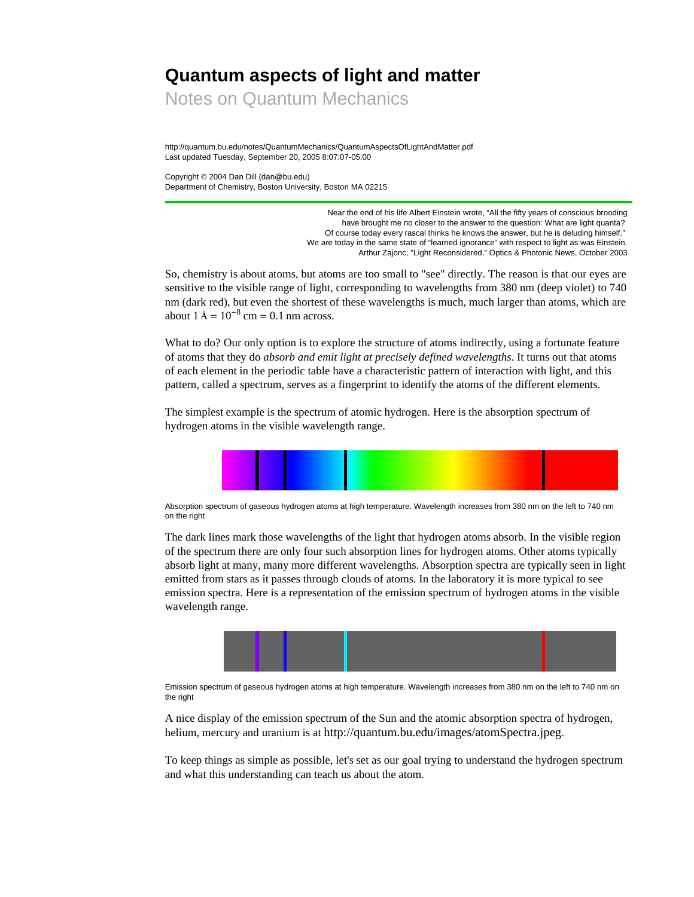# Quantum aspects of light and matter

## Notes on Quantum Mechanics

http://quantum.bu.edu/notes/QuantumMechanics/QuantumAspectsOfLightAndMatter.pdf
Last updated Tuesday, September 20, 2005 8:07:07-05:00

Copyright © 2004 Dan Dill (dan@bu.edu)
Department of Chemistry, Boston University, Boston MA 02215

> Near the end of his life Albert Einstein wrote, "All the fifty years of conscious brooding have brought me no closer to the answer to the question: What are light quanta? Of course today every rascal thinks he knows the answer, but he is deluding himself." We are today in the same state of "learned ignorance" with respect to light as was Einstein.
> Arthur Zajonc, "Light Reconsidered," Optics & Photonic News, October 2003

So, chemistry is about atoms, but atoms are too small to "see" directly. The reason is that our eyes are sensitive to the visible range of light, corresponding to wavelengths from 380 nm (deep violet) to 740 nm (dark red), but even the shortest of these wavelengths is much, much larger than atoms, which are about 1 Å = $10^{-8}$ cm = 0.1 nm across.

What to do? Our only option is to explore the structure of atoms indirectly, using a fortunate feature of atoms that they do *absorb and emit light at precisely defined wavelengths*. It turns out that atoms of each element in the periodic table have a characteristic pattern of interaction with light, and this pattern, called a spectrum, serves as a fingerprint to identify the atoms of the different elements.

The simplest example is the spectrum of atomic hydrogen. Here is the absorption spectrum of hydrogen atoms in the visible wavelength range.

Absorption spectrum of gaseous hydrogen atoms at high temperature. Wavelength increases from 380 nm on the left to 740 nm on the right

The dark lines mark those wavelengths of the light that hydrogen atoms absorb. In the visible region of the spectrum there are only four such absorption lines for hydrogen atoms. Other atoms typically absorb light at many, many more different wavelengths. Absorption spectra are typically seen in light emitted from stars as it passes through clouds of atoms. In the laboratory it is more typical to see emission spectra. Here is a representation of the emission spectrum of hydrogen atoms in the visible wavelength range.

Emission spectrum of gaseous hydrogen atoms at high temperature. Wavelength increases from 380 nm on the left to 740 nm on the right

A nice display of the emission spectrum of the Sun and the atomic absorption spectra of hydrogen, helium, mercury and uranium is at http://quantum.bu.edu/images/atomSpectra.jpeg.

To keep things as simple as possible, let's set as our goal trying to understand the hydrogen spectrum and what this understanding can teach us about the atom.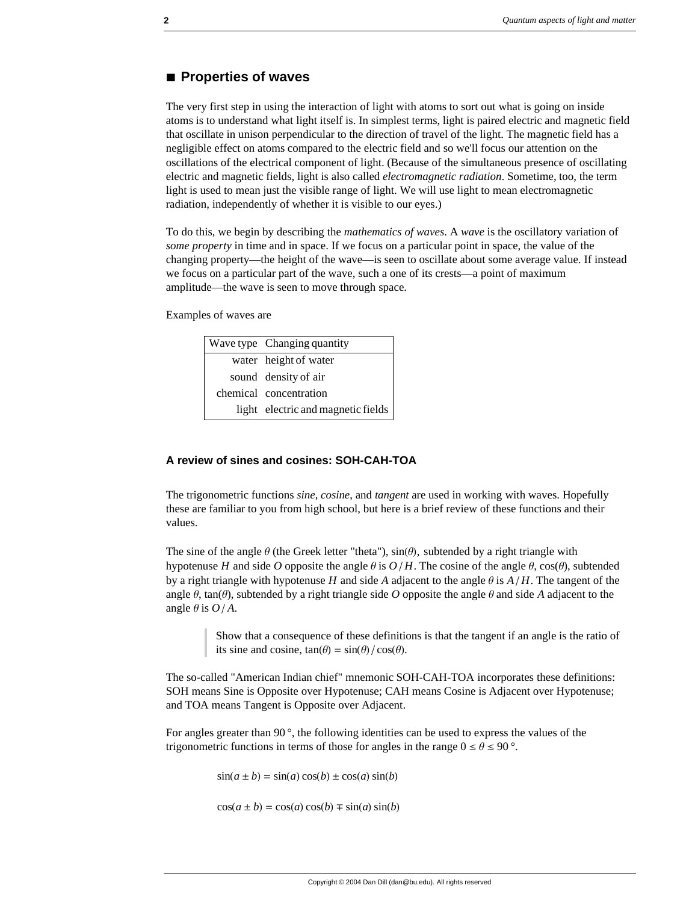## ■ Properties of waves

The very first step in using the interaction of light with atoms to sort out what is going on inside atoms is to understand what light itself is. In simplest terms, light is paired electric and magnetic field that oscillate in unison perpendicular to the direction of travel of the light. The magnetic field has a negligible effect on atoms compared to the electric field and so we'll focus our attention on the oscillations of the electrical component of light. (Because of the simultaneous presence of oscillating electric and magnetic fields, light is also called *electromagnetic radiation*. Sometime, too, the term light is used to mean just the visible range of light. We will use light to mean electromagnetic radiation, independently of whether it is visible to our eyes.)

To do this, we begin by describing the *mathematics of waves*. A *wave* is the oscillatory variation of *some property* in time and in space. If we focus on a particular point in space, the value of the changing property—the height of the wave—is seen to oscillate about some average value. If instead we focus on a particular part of the wave, such a one of its crests—a point of maximum amplitude—the wave is seen to move through space.

Examples of waves are

| Wave type | Changing quantity |
|---|---|
| water | height of water |
| sound | density of air |
| chemical | concentration |
| light | electric and magnetic fields |

### A review of sines and cosines: SOH-CAH-TOA

The trigonometric functions *sine*, *cosine*, and *tangent* are used in working with waves. Hopefully these are familiar to you from high school, but here is a brief review of these functions and their values.

The sine of the angle $\theta$ (the Greek letter "theta"), $\sin(\theta)$, subtended by a right triangle with hypotenuse $H$ and side $O$ opposite the angle $\theta$ is $O/H$. The cosine of the angle $\theta$, $\cos(\theta)$, subtended by a right triangle with hypotenuse $H$ and side $A$ adjacent to the angle $\theta$ is $A/H$. The tangent of the angle $\theta$, $\tan(\theta)$, subtended by a right triangle side $O$ opposite the angle $\theta$ and side $A$ adjacent to the angle $\theta$ is $O/A$.

> Show that a consequence of these definitions is that the tangent if an angle is the ratio of its sine and cosine, $\tan(\theta) = \sin(\theta)/\cos(\theta)$.

The so-called "American Indian chief" mnemonic SOH-CAH-TOA incorporates these definitions: SOH means Sine is Opposite over Hypotenuse; CAH means Cosine is Adjacent over Hypotenuse; and TOA means Tangent is Opposite over Adjacent.

For angles greater than $90°$, the following identities can be used to express the values of the trigonometric functions in terms of those for angles in the range $0 \le \theta \le 90°$.

$$\sin(a \pm b) = \sin(a)\cos(b) \pm \cos(a)\sin(b)$$

$$\cos(a \pm b) = \cos(a)\cos(b) \mp \sin(a)\sin(b)$$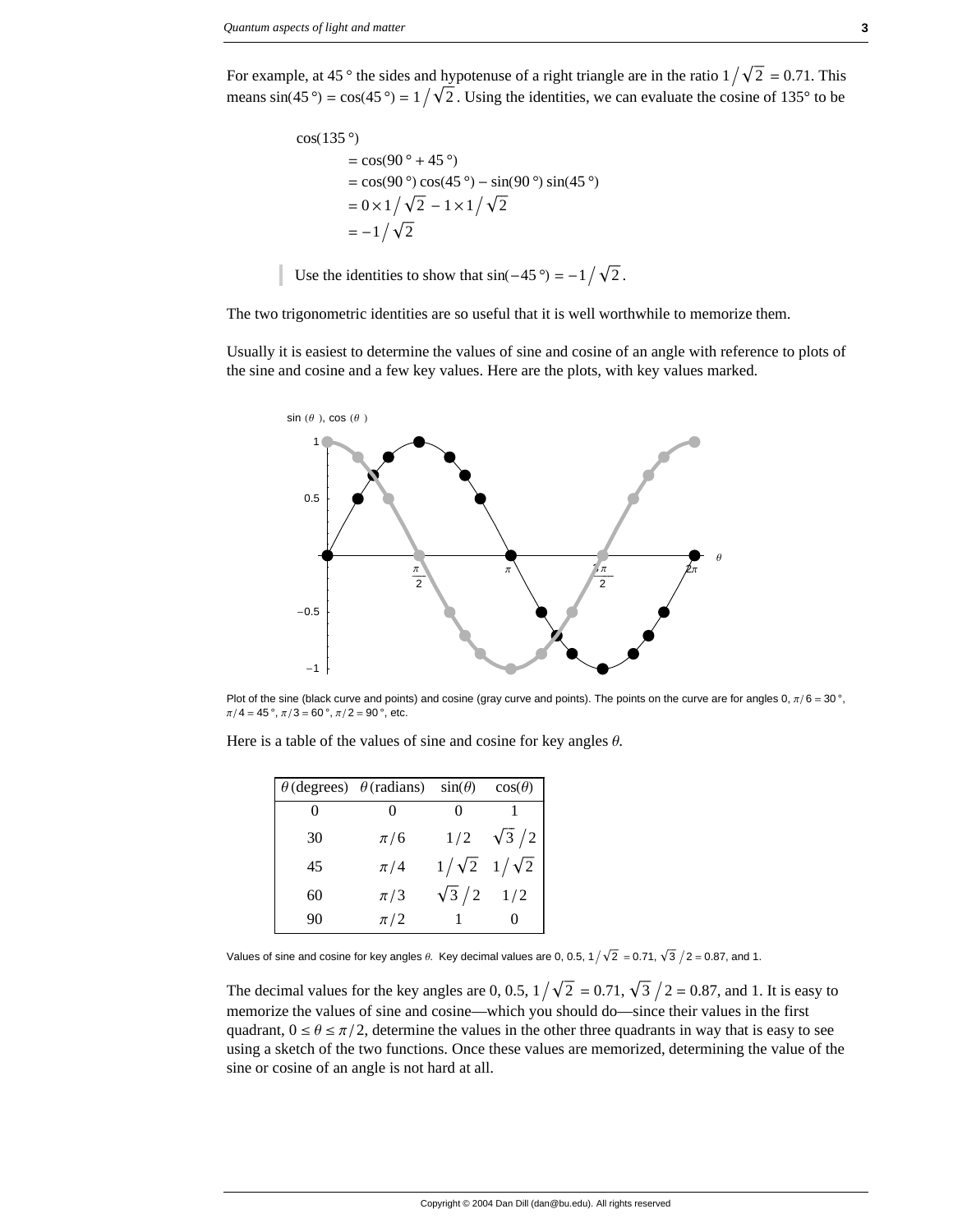For example, at 45° the sides and hypotenuse of a right triangle are in the ratio $1/\sqrt{2} = 0.71$. This means $\sin(45°) = \cos(45°) = 1/\sqrt{2}$. Using the identities, we can evaluate the cosine of 135° to be

$$
\begin{aligned}
&\cos(135°) \\
&\quad = \cos(90° + 45°) \\
&\quad = \cos(90°)\cos(45°) - \sin(90°)\sin(45°) \\
&\quad = 0 \times 1/\sqrt{2} - 1 \times 1/\sqrt{2} \\
&\quad = -1/\sqrt{2}
\end{aligned}
$$

> Use the identities to show that $\sin(-45°) = -1/\sqrt{2}$.

The two trigonometric identities are so useful that it is well worthwhile to memorize them.

Usually it is easiest to determine the values of sine and cosine of an angle with reference to plots of the sine and cosine and a few key values. Here are the plots, with key values marked.

Plot of the sine (black curve and points) and cosine (gray curve and points). The points on the curve are for angles 0, $\pi/6 = 30°$, $\pi/4 = 45°$, $\pi/3 = 60°$, $\pi/2 = 90°$, etc.

Here is a table of the values of sine and cosine for key angles $\theta$.

| $\theta$ (degrees) | $\theta$ (radians) | $\sin(\theta)$ | $\cos(\theta)$ |
|---|---|---|---|
| 0 | 0 | 0 | 1 |
| 30 | $\pi/6$ | $1/2$ | $\sqrt{3}/2$ |
| 45 | $\pi/4$ | $1/\sqrt{2}$ | $1/\sqrt{2}$ |
| 60 | $\pi/3$ | $\sqrt{3}/2$ | $1/2$ |
| 90 | $\pi/2$ | 1 | 0 |

Values of sine and cosine for key angles $\theta$. Key decimal values are 0, 0.5, $1/\sqrt{2} = 0.71$, $\sqrt{3}/2 = 0.87$, and 1.

The decimal values for the key angles are 0, 0.5, $1/\sqrt{2} = 0.71$, $\sqrt{3}/2 = 0.87$, and 1. It is easy to memorize the values of sine and cosine—which you should do—since their values in the first quadrant, $0 \leq \theta \leq \pi/2$, determine the values in the other three quadrants in way that is easy to see using a sketch of the two functions. Once these values are memorized, determining the value of the sine or cosine of an angle is not hard at all.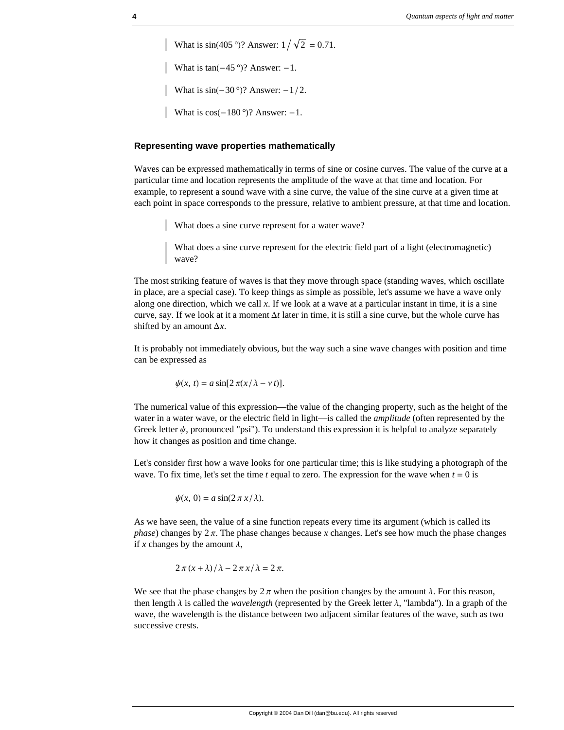> What is $\sin(405\,°)$? Answer: $1/\sqrt{2} = 0.71$.

> What is $\tan(-45\,°)$? Answer: $-1$.

> What is $\sin(-30\,°)$? Answer: $-1/2$.

> What is $\cos(-180\,°)$? Answer: $-1$.

### Representing wave properties mathematically

Waves can be expressed mathematically in terms of sine or cosine curves. The value of the curve at a particular time and location represents the amplitude of the wave at that time and location. For example, to represent a sound wave with a sine curve, the value of the sine curve at a given time at each point in space corresponds to the pressure, relative to ambient pressure, at that time and location.

> What does a sine curve represent for a water wave?

> What does a sine curve represent for the electric field part of a light (electromagnetic) wave?

The most striking feature of waves is that they move through space (standing waves, which oscillate in place, are a special case). To keep things as simple as possible, let's assume we have a wave only along one direction, which we call $x$. If we look at a wave at a particular instant in time, it is a sine curve, say. If we look at it a moment $\Delta t$ later in time, it is still a sine curve, but the whole curve has shifted by an amount $\Delta x$.

It is probably not immediately obvious, but the way such a sine wave changes with position and time can be expressed as

$$\psi(x,\, t) = a \sin[2\,\pi(x/\lambda - \nu\, t)].$$

The numerical value of this expression—the value of the changing property, such as the height of the water in a water wave, or the electric field in light—is called the *amplitude* (often represented by the Greek letter $\psi$, pronounced "psi"). To understand this expression it is helpful to analyze separately how it changes as position and time change.

Let's consider first how a wave looks for one particular time; this is like studying a photograph of the wave. To fix time, let's set the time $t$ equal to zero. The expression for the wave when $t = 0$ is

$$\psi(x,\, 0) = a \sin(2\,\pi\, x/\lambda).$$

As we have seen, the value of a sine function repeats every time its argument (which is called its *phase*) changes by $2\,\pi$. The phase changes because $x$ changes. Let's see how much the phase changes if $x$ changes by the amount $\lambda$,

$$2\,\pi\,(x + \lambda)/\lambda - 2\,\pi\, x/\lambda = 2\,\pi.$$

We see that the phase changes by $2\,\pi$ when the position changes by the amount $\lambda$. For this reason, then length $\lambda$ is called the *wavelength* (represented by the Greek letter $\lambda$, "lambda"). In a graph of the wave, the wavelength is the distance between two adjacent similar features of the wave, such as two successive crests.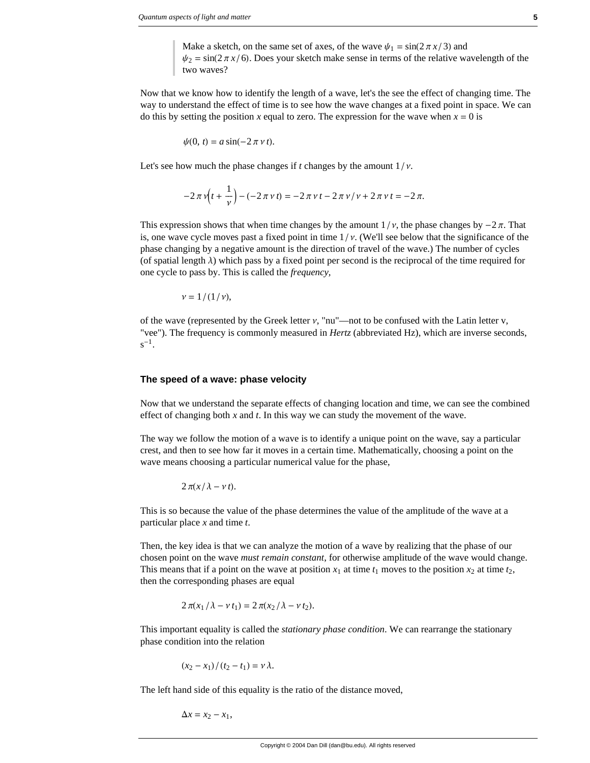> Make a sketch, on the same set of axes, of the wave $\psi_1 = \sin(2\pi x/3)$ and $\psi_2 = \sin(2\pi x/6)$. Does your sketch make sense in terms of the relative wavelength of the two waves?

Now that we know how to identify the length of a wave, let's the see the effect of changing time. The way to understand the effect of time is to see how the wave changes at a fixed point in space. We can do this by setting the position $x$ equal to zero. The expression for the wave when $x = 0$ is

$$\psi(0, t) = a \sin(-2\pi\nu t).$$

Let's see how much the phase changes if $t$ changes by the amount $1/\nu$.

$$-2\pi\nu\left(t + \frac{1}{\nu}\right) - (-2\pi\nu t) = -2\pi\nu t - 2\pi\nu/\nu + 2\pi\nu t = -2\pi.$$

This expression shows that when time changes by the amount $1/\nu$, the phase changes by $-2\pi$. That is, one wave cycle moves past a fixed point in time $1/\nu$. (We'll see below that the significance of the phase changing by a negative amount is the direction of travel of the wave.) The number of cycles (of spatial length $\lambda$) which pass by a fixed point per second is the reciprocal of the time required for one cycle to pass by. This is called the *frequency*,

$$\nu = 1/(1/\nu),$$

of the wave (represented by the Greek letter $\nu$, "nu"—not to be confused with the Latin letter v, "vee"). The frequency is commonly measured in *Hertz* (abbreviated Hz), which are inverse seconds, $s^{-1}$.

### The speed of a wave: phase velocity

Now that we understand the separate effects of changing location and time, we can see the combined effect of changing both $x$ and $t$. In this way we can study the movement of the wave.

The way we follow the motion of a wave is to identify a unique point on the wave, say a particular crest, and then to see how far it moves in a certain time. Mathematically, choosing a point on the wave means choosing a particular numerical value for the phase,

$$2\pi(x/\lambda - \nu t).$$

This is so because the value of the phase determines the value of the amplitude of the wave at a particular place $x$ and time $t$.

Then, the key idea is that we can analyze the motion of a wave by realizing that the phase of our chosen point on the wave *must remain constant*, for otherwise amplitude of the wave would change. This means that if a point on the wave at position $x_1$ at time $t_1$ moves to the position $x_2$ at time $t_2$, then the corresponding phases are equal

$$2\pi(x_1/\lambda - \nu t_1) = 2\pi(x_2/\lambda - \nu t_2).$$

This important equality is called the *stationary phase condition*. We can rearrange the stationary phase condition into the relation

$$(x_2 - x_1)/(t_2 - t_1) = \nu\lambda.$$

The left hand side of this equality is the ratio of the distance moved,

$$\Delta x = x_2 - x_1,$$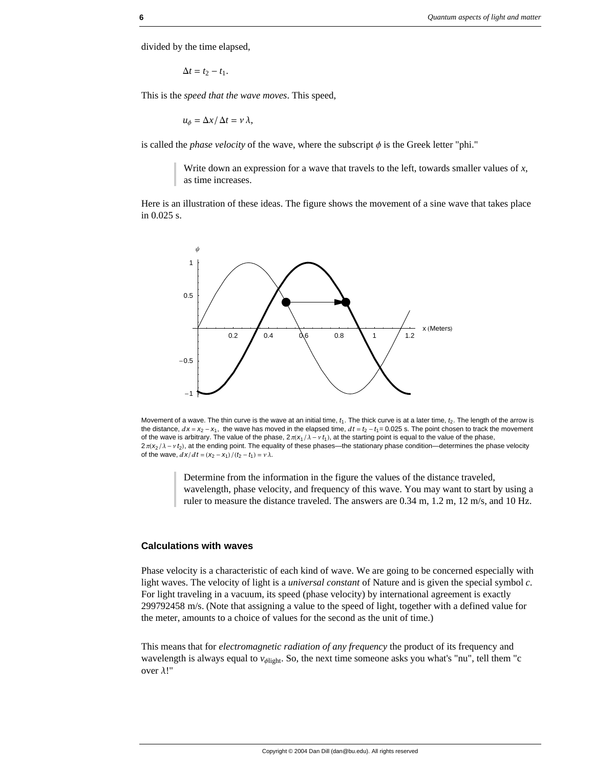divided by the time elapsed,

$$\Delta t = t_2 - t_1.$$

This is the *speed that the wave moves*. This speed,

$$u_\phi = \Delta x / \Delta t = \nu \lambda,$$

is called the *phase velocity* of the wave, where the subscript $\phi$ is the Greek letter "phi."

> Write down an expression for a wave that travels to the left, towards smaller values of $x$, as time increases.

Here is an illustration of these ideas. The figure shows the movement of a sine wave that takes place in 0.025 s.

Movement of a wave. The thin curve is the wave at an initial time, $t_1$. The thick curve is at a later time, $t_2$. The length of the arrow is the distance, $dx = x_2 - x_1$, the wave has moved in the elapsed time, $dt = t_2 - t_1 = 0.025$ s. The point chosen to track the movement of the wave is arbitrary. The value of the phase, $2\pi(x_1/\lambda - \nu t_1)$, at the starting point is equal to the value of the phase, $2\pi(x_2/\lambda - \nu t_2)$, at the ending point. The equality of these phases—the stationary phase condition—determines the phase velocity of the wave, $dx/dt = (x_2 - x_1)/(t_2 - t_1) = \nu \lambda$.

> Determine from the information in the figure the values of the distance traveled, wavelength, phase velocity, and frequency of this wave. You may want to start by using a ruler to measure the distance traveled. The answers are 0.34 m, 1.2 m, 12 m/s, and 10 Hz.

### Calculations with waves

Phase velocity is a characteristic of each kind of wave. We are going to be concerned especially with light waves. The velocity of light is a *universal constant* of Nature and is given the special symbol $c$. For light traveling in a vacuum, its speed (phase velocity) by international agreement is exactly 299792458 m/s. (Note that assigning a value to the speed of light, together with a defined value for the meter, amounts to a choice of values for the second as the unit of time.)

This means that for *electromagnetic radiation of any frequency* the product of its frequency and wavelength is always equal to $v_{\phi \text{light}}$. So, the next time someone asks you what's "nu", tell them "c over $\lambda$!"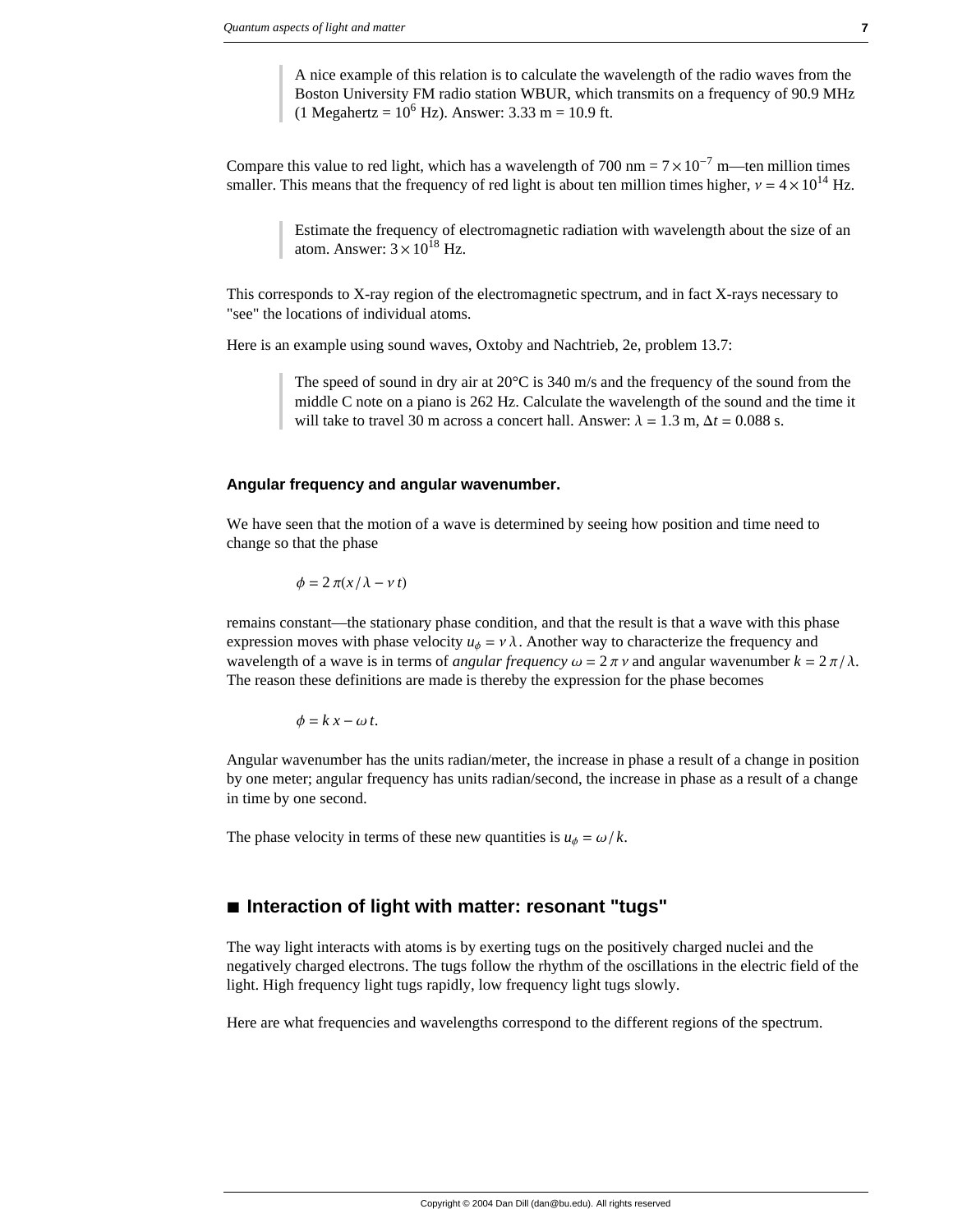> A nice example of this relation is to calculate the wavelength of the radio waves from the Boston University FM radio station WBUR, which transmits on a frequency of 90.9 MHz (1 Megahertz = $10^6$ Hz). Answer: 3.33 m = 10.9 ft.

Compare this value to red light, which has a wavelength of 700 nm = $7 \times 10^{-7}$ m—ten million times smaller. This means that the frequency of red light is about ten million times higher, $\nu = 4 \times 10^{14}$ Hz.

> Estimate the frequency of electromagnetic radiation with wavelength about the size of an atom. Answer: $3 \times 10^{18}$ Hz.

This corresponds to X-ray region of the electromagnetic spectrum, and in fact X-rays necessary to "see" the locations of individual atoms.

Here is an example using sound waves, Oxtoby and Nachtrieb, 2e, problem 13.7:

> The speed of sound in dry air at 20°C is 340 m/s and the frequency of the sound from the middle C note on a piano is 262 Hz. Calculate the wavelength of the sound and the time it will take to travel 30 m across a concert hall. Answer: $\lambda = 1.3$ m, $\Delta t = 0.088$ s.

### Angular frequency and angular wavenumber.

We have seen that the motion of a wave is determined by seeing how position and time need to change so that the phase

$$\phi = 2\pi(x/\lambda - \nu t)$$

remains constant—the stationary phase condition, and that the result is that a wave with this phase expression moves with phase velocity $u_\phi = \nu \lambda$. Another way to characterize the frequency and wavelength of a wave is in terms of *angular frequency* $\omega = 2\pi\nu$ and angular wavenumber $k = 2\pi/\lambda$. The reason these definitions are made is thereby the expression for the phase becomes

$$\phi = k x - \omega t.$$

Angular wavenumber has the units radian/meter, the increase in phase a result of a change in position by one meter; angular frequency has units radian/second, the increase in phase as a result of a change in time by one second.

The phase velocity in terms of these new quantities is $u_\phi = \omega / k$.

## ■ Interaction of light with matter: resonant "tugs"

The way light interacts with atoms is by exerting tugs on the positively charged nuclei and the negatively charged electrons. The tugs follow the rhythm of the oscillations in the electric field of the light. High frequency light tugs rapidly, low frequency light tugs slowly.

Here are what frequencies and wavelengths correspond to the different regions of the spectrum.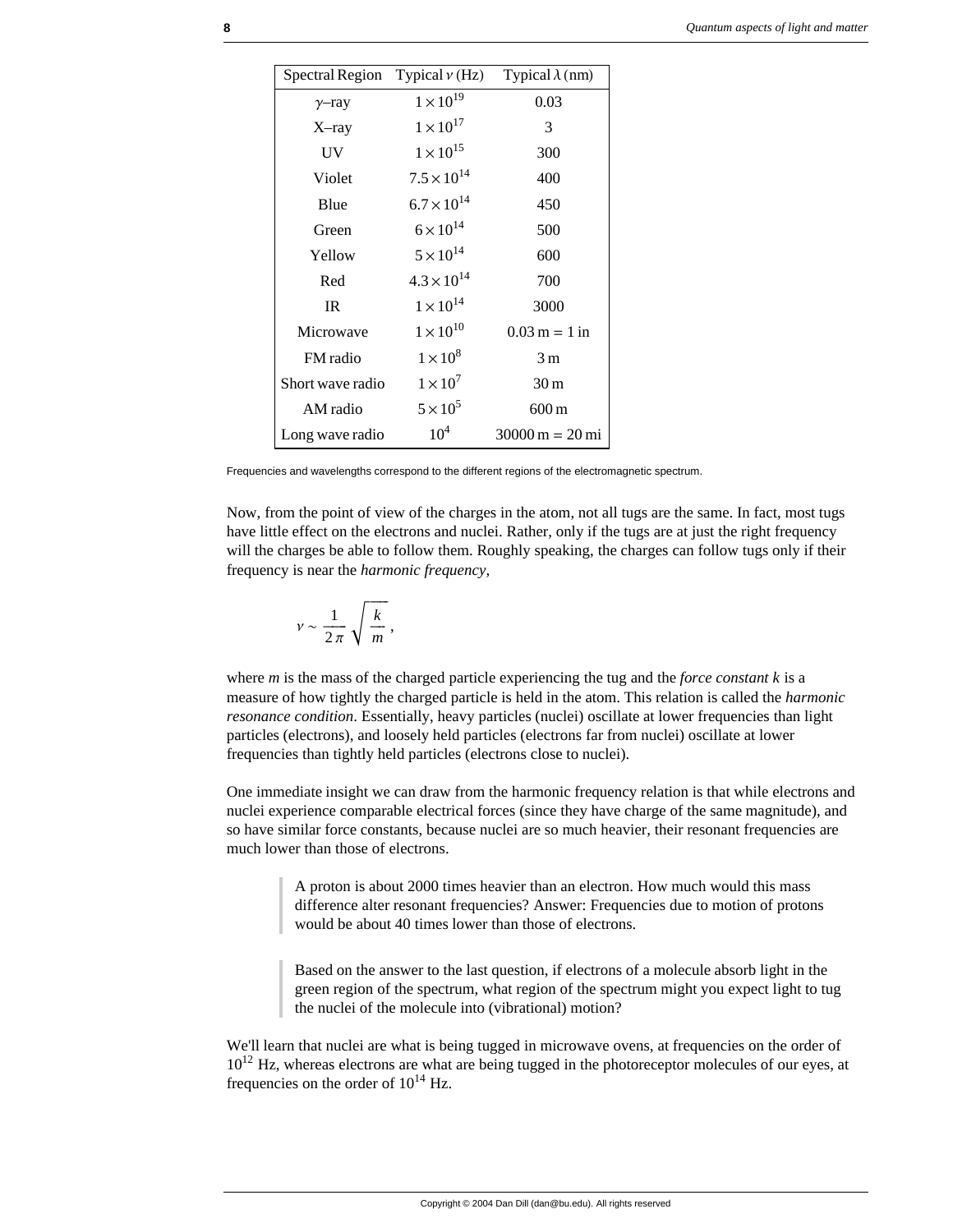| Spectral Region | Typical $\nu$ (Hz) | Typical $\lambda$ (nm) |
| --- | --- | --- |
| $\gamma$–ray | $1\times10^{19}$ | 0.03 |
| X–ray | $1\times10^{17}$ | 3 |
| UV | $1\times10^{15}$ | 300 |
| Violet | $7.5\times10^{14}$ | 400 |
| Blue | $6.7\times10^{14}$ | 450 |
| Green | $6\times10^{14}$ | 500 |
| Yellow | $5\times10^{14}$ | 600 |
| Red | $4.3\times10^{14}$ | 700 |
| IR | $1\times10^{14}$ | 3000 |
| Microwave | $1\times10^{10}$ | 0.03 m = 1 in |
| FM radio | $1\times10^{8}$ | 3 m |
| Short wave radio | $1\times10^{7}$ | 30 m |
| AM radio | $5\times10^{5}$ | 600 m |
| Long wave radio | $10^{4}$ | 30000 m = 20 mi |

Frequencies and wavelengths correspond to the different regions of the electromagnetic spectrum.

Now, from the point of view of the charges in the atom, not all tugs are the same. In fact, most tugs have little effect on the electrons and nuclei. Rather, only if the tugs are at just the right frequency will the charges be able to follow them. Roughly speaking, the charges can follow tugs only if their frequency is near the *harmonic frequency,*

$$\nu \sim \frac{1}{2\pi}\sqrt{\frac{k}{m}},$$

where $m$ is the mass of the charged particle experiencing the tug and the *force constant* $k$ is a measure of how tightly the charged particle is held in the atom. This relation is called the *harmonic resonance condition*. Essentially, heavy particles (nuclei) oscillate at lower frequencies than light particles (electrons), and loosely held particles (electrons far from nuclei) oscillate at lower frequencies than tightly held particles (electrons close to nuclei).

One immediate insight we can draw from the harmonic frequency relation is that while electrons and nuclei experience comparable electrical forces (since they have charge of the same magnitude), and so have similar force constants, because nuclei are so much heavier, their resonant frequencies are much lower than those of electrons.

> A proton is about 2000 times heavier than an electron. How much would this mass difference alter resonant frequencies? Answer: Frequencies due to motion of protons would be about 40 times lower than those of electrons.

> Based on the answer to the last question, if electrons of a molecule absorb light in the green region of the spectrum, what region of the spectrum might you expect light to tug the nuclei of the molecule into (vibrational) motion?

We'll learn that nuclei are what is being tugged in microwave ovens, at frequencies on the order of $10^{12}$ Hz, whereas electrons are what are being tugged in the photoreceptor molecules of our eyes, at frequencies on the order of $10^{14}$ Hz.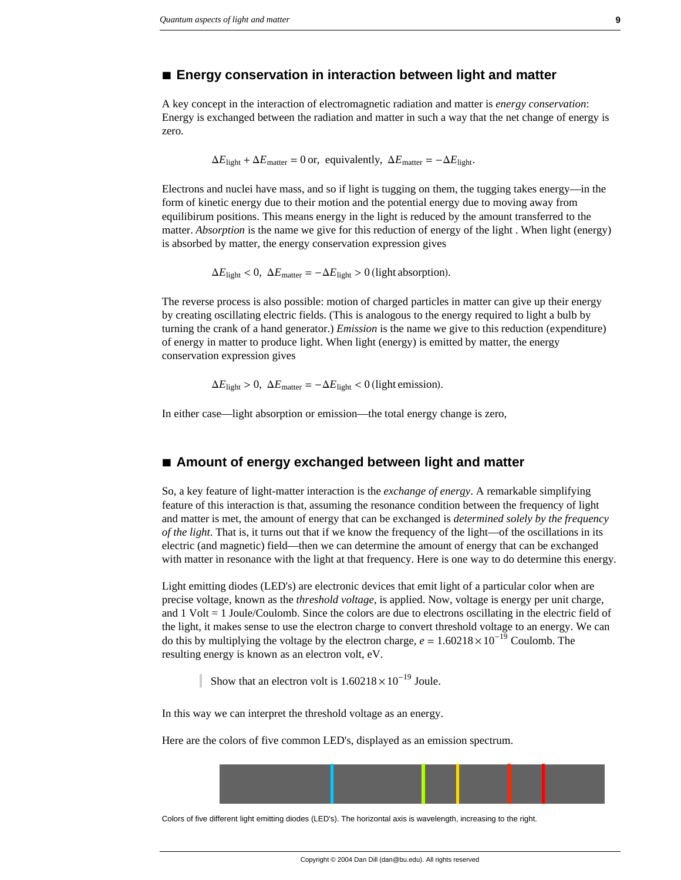## ■ Energy conservation in interaction between light and matter

A key concept in the interaction of electromagnetic radiation and matter is *energy conservation*: Energy is exchanged between the radiation and matter in such a way that the net change of energy is zero.

$$\Delta E_{\text{light}} + \Delta E_{\text{matter}} = 0 \text{ or, equivalently, } \Delta E_{\text{matter}} = -\Delta E_{\text{light}}.$$

Electrons and nuclei have mass, and so if light is tugging on them, the tugging takes energy—in the form of kinetic energy due to their motion and the potential energy due to moving away from equilibirum positions. This means energy in the light is reduced by the amount transferred to the matter. *Absorption* is the name we give for this reduction of energy of the light . When light (energy) is absorbed by matter, the energy conservation expression gives

$$\Delta E_{\text{light}} < 0, \ \Delta E_{\text{matter}} = -\Delta E_{\text{light}} > 0 \text{ (light absorption)}.$$

The reverse process is also possible: motion of charged particles in matter can give up their energy by creating oscillating electric fields. (This is analogous to the energy required to light a bulb by turning the crank of a hand generator.) *Emission* is the name we give to this reduction (expenditure) of energy in matter to produce light. When light (energy) is emitted by matter, the energy conservation expression gives

$$\Delta E_{\text{light}} > 0, \ \Delta E_{\text{matter}} = -\Delta E_{\text{light}} < 0 \text{ (light emission)}.$$

In either case—light absorption or emission—the total energy change is zero,

## ■ Amount of energy exchanged between light and matter

So, a key feature of light-matter interaction is the *exchange of energy*. A remarkable simplifying feature of this interaction is that, assuming the resonance condition between the frequency of light and matter is met, the amount of energy that can be exchanged is *determined solely by the frequency of the light*. That is, it turns out that if we know the frequency of the light—of the oscillations in its electric (and magnetic) field—then we can determine the amount of energy that can be exchanged with matter in resonance with the light at that frequency. Here is one way to do determine this energy.

Light emitting diodes (LED's) are electronic devices that emit light of a particular color when are precise voltage, known as the *threshold voltage*, is applied. Now, voltage is energy per unit charge, and 1 Volt = 1 Joule/Coulomb. Since the colors are due to electrons oscillating in the electric field of the light, it makes sense to use the electron charge to convert threshold voltage to an energy. We can do this by multiplying the voltage by the electron charge, $e = 1.60218 \times 10^{-19}$ Coulomb. The resulting energy is known as an electron volt, eV.

> Show that an electron volt is $1.60218 \times 10^{-19}$ Joule.

In this way we can interpret the threshold voltage as an energy.

Here are the colors of five common LED's, displayed as an emission spectrum.

Colors of five different light emitting diodes (LED's). The horizontal axis is wavelength, increasing to the right.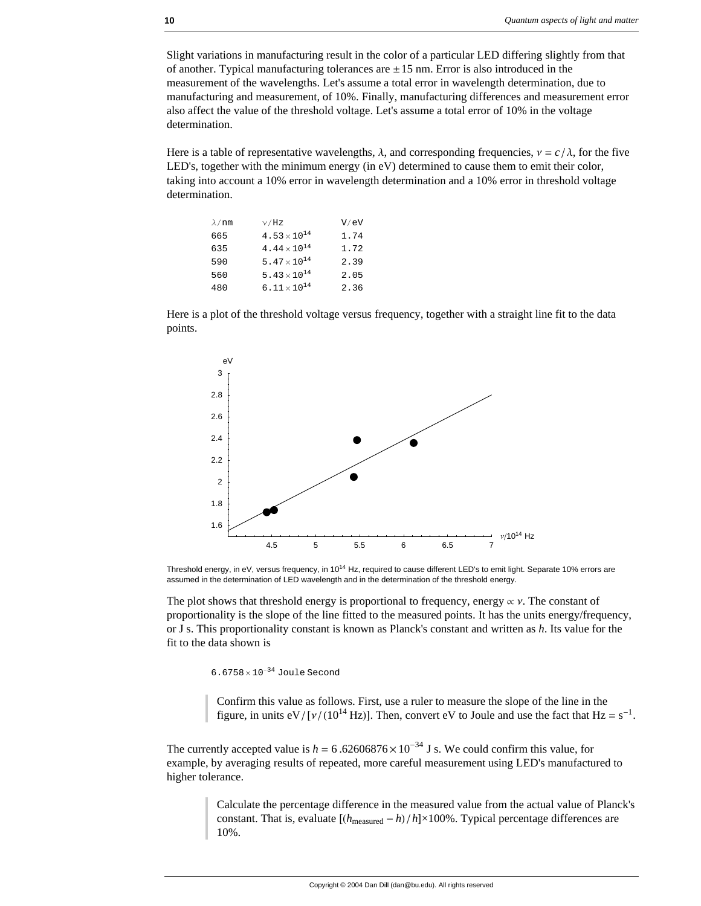Slight variations in manufacturing result in the color of a particular LED differing slightly from that of another. Typical manufacturing tolerances are $\pm 15$ nm. Error is also introduced in the measurement of the wavelengths. Let's assume a total error in wavelength determination, due to manufacturing and measurement, of 10%. Finally, manufacturing differences and measurement error also affect the value of the threshold voltage. Let's assume a total error of 10% in the voltage determination.

Here is a table of representative wavelengths, $\lambda$, and corresponding frequencies, $\nu = c/\lambda$, for the five LED's, together with the minimum energy (in eV) determined to cause them to emit their color, taking into account a 10% error in wavelength determination and a 10% error in threshold voltage determination.

| $\lambda$/nm | $\nu$/Hz | V/eV |
|---|---|---|
| 665 | $4.53 \times 10^{14}$ | 1.74 |
| 635 | $4.44 \times 10^{14}$ | 1.72 |
| 590 | $5.47 \times 10^{14}$ | 2.39 |
| 560 | $5.43 \times 10^{14}$ | 2.05 |
| 480 | $6.11 \times 10^{14}$ | 2.36 |

Here is a plot of the threshold voltage versus frequency, together with a straight line fit to the data points.

Threshold energy, in eV, versus frequency, in $10^{14}$ Hz, required to cause different LED's to emit light. Separate 10% errors are assumed in the determination of LED wavelength and in the determination of the threshold energy.

The plot shows that threshold energy is proportional to frequency, energy $\propto \nu$. The constant of proportionality is the slope of the line fitted to the measured points. It has the units energy/frequency, or J s. This proportionality constant is known as Planck's constant and written as $h$. Its value for the fit to the data shown is

$6.6758 \times 10^{-34}$ Joule Second

> Confirm this value as follows. First, use a ruler to measure the slope of the line in the figure, in units $\text{eV}/[\nu/(10^{14}\,\text{Hz})]$. Then, convert eV to Joule and use the fact that $\text{Hz} = \text{s}^{-1}$.

The currently accepted value is $h = 6.62606876 \times 10^{-34}$ J s. We could confirm this value, for example, by averaging results of repeated, more careful measurement using LED's manufactured to higher tolerance.

> Calculate the percentage difference in the measured value from the actual value of Planck's constant. That is, evaluate $[(h_{\text{measured}} - h)/h] \times 100\%$. Typical percentage differences are 10%.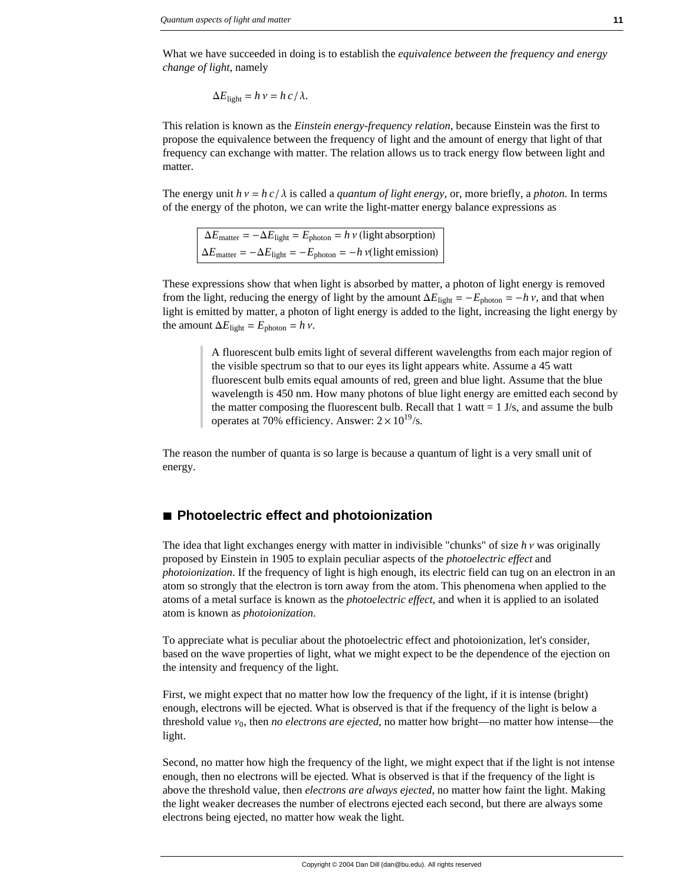What we have succeeded in doing is to establish the *equivalence between the frequency and energy change of light*, namely

$$\Delta E_{\text{light}} = h\,\nu = h\,c\,/\,\lambda.$$

This relation is known as the *Einstein energy-frequency relation*, because Einstein was the first to propose the equivalence between the frequency of light and the amount of energy that light of that frequency can exchange with matter. The relation allows us to track energy flow between light and matter.

The energy unit $h\,\nu = h\,c\,/\,\lambda$ is called a *quantum of light energy*, or, more briefly, a *photon.* In terms of the energy of the photon, we can write the light-matter energy balance expressions as

$$\Delta E_{\text{matter}} = -\Delta E_{\text{light}} = E_{\text{photon}} = h\,\nu \;(\text{light absorption})$$
$$\Delta E_{\text{matter}} = -\Delta E_{\text{light}} = -E_{\text{photon}} = -h\,\nu \;(\text{light emission})$$

These expressions show that when light is absorbed by matter, a photon of light energy is removed from the light, reducing the energy of light by the amount $\Delta E_{\text{light}} = -E_{\text{photon}} = -h\,\nu$, and that when light is emitted by matter, a photon of light energy is added to the light, increasing the light energy by the amount $\Delta E_{\text{light}} = E_{\text{photon}} = h\,\nu$.

> A fluorescent bulb emits light of several different wavelengths from each major region of the visible spectrum so that to our eyes its light appears white. Assume a 45 watt fluorescent bulb emits equal amounts of red, green and blue light. Assume that the blue wavelength is 450 nm. How many photons of blue light energy are emitted each second by the matter composing the fluorescent bulb. Recall that 1 watt = 1 J/s, and assume the bulb operates at 70% efficiency. Answer: $2 \times 10^{19}$/s.

The reason the number of quanta is so large is because a quantum of light is a very small unit of energy.

## ■ Photoelectric effect and photoionization

The idea that light exchanges energy with matter in indivisible "chunks" of size $h\,\nu$ was originally proposed by Einstein in 1905 to explain peculiar aspects of the *photoelectric effect* and *photoionization*. If the frequency of light is high enough, its electric field can tug on an electron in an atom so strongly that the electron is torn away from the atom. This phenomena when applied to the atoms of a metal surface is known as the *photoelectric effect*, and when it is applied to an isolated atom is known as *photoionization*.

To appreciate what is peculiar about the photoelectric effect and photoionization, let's consider, based on the wave properties of light, what we might expect to be the dependence of the ejection on the intensity and frequency of the light.

First, we might expect that no matter how low the frequency of the light, if it is intense (bright) enough, electrons will be ejected. What is observed is that if the frequency of the light is below a threshold value $\nu_0$, then *no electrons are ejected*, no matter how bright—no matter how intense—the light.

Second, no matter how high the frequency of the light, we might expect that if the light is not intense enough, then no electrons will be ejected. What is observed is that if the frequency of the light is above the threshold value, then *electrons are always ejected*, no matter how faint the light. Making the light weaker decreases the number of electrons ejected each second, but there are always some electrons being ejected, no matter how weak the light.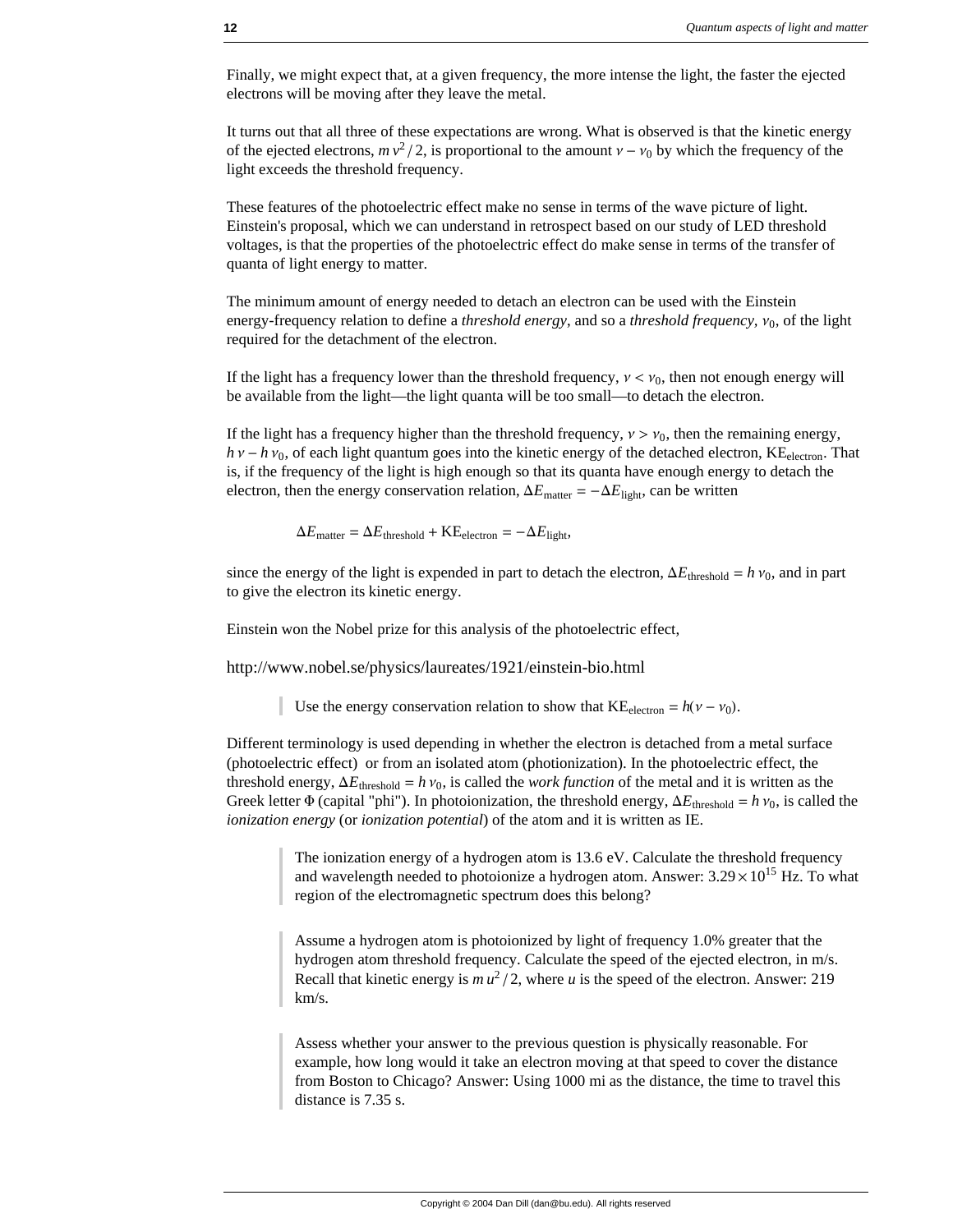Finally, we might expect that, at a given frequency, the more intense the light, the faster the ejected electrons will be moving after they leave the metal.

It turns out that all three of these expectations are wrong. What is observed is that the kinetic energy of the ejected electrons, $m\,v^2/2$, is proportional to the amount $\nu - \nu_0$ by which the frequency of the light exceeds the threshold frequency.

These features of the photoelectric effect make no sense in terms of the wave picture of light. Einstein's proposal, which we can understand in retrospect based on our study of LED threshold voltages, is that the properties of the photoelectric effect do make sense in terms of the transfer of quanta of light energy to matter.

The minimum amount of energy needed to detach an electron can be used with the Einstein energy-frequency relation to define a *threshold energy*, and so a *threshold frequency*, $\nu_0$, of the light required for the detachment of the electron.

If the light has a frequency lower than the threshold frequency, $\nu < \nu_0$, then not enough energy will be available from the light—the light quanta will be too small—to detach the electron.

If the light has a frequency higher than the threshold frequency, $\nu > \nu_0$, then the remaining energy, $h\,\nu - h\,\nu_0$, of each light quantum goes into the kinetic energy of the detached electron, $\mathrm{KE}_{\mathrm{electron}}$. That is, if the frequency of the light is high enough so that its quanta have enough energy to detach the electron, then the energy conservation relation, $\Delta E_{\mathrm{matter}} = -\Delta E_{\mathrm{light}}$, can be written

$$\Delta E_{\mathrm{matter}} = \Delta E_{\mathrm{threshold}} + \mathrm{KE}_{\mathrm{electron}} = -\Delta E_{\mathrm{light}},$$

since the energy of the light is expended in part to detach the electron, $\Delta E_{\mathrm{threshold}} = h\,\nu_0$, and in part to give the electron its kinetic energy.

Einstein won the Nobel prize for this analysis of the photoelectric effect,

http://www.nobel.se/physics/laureates/1921/einstein-bio.html

> Use the energy conservation relation to show that $\mathrm{KE}_{\mathrm{electron}} = h(\nu - \nu_0)$.

Different terminology is used depending in whether the electron is detached from a metal surface (photoelectric effect) or from an isolated atom (photionization). In the photoelectric effect, the threshold energy, $\Delta E_{\mathrm{threshold}} = h\,\nu_0$, is called the *work function* of the metal and it is written as the Greek letter $\Phi$ (capital "phi"). In photoionization, the threshold energy, $\Delta E_{\mathrm{threshold}} = h\,\nu_0$, is called the *ionization energy* (or *ionization potential*) of the atom and it is written as IE.

> The ionization energy of a hydrogen atom is 13.6 eV. Calculate the threshold frequency and wavelength needed to photoionize a hydrogen atom. Answer: $3.29 \times 10^{15}$ Hz. To what region of the electromagnetic spectrum does this belong?

> Assume a hydrogen atom is photoionized by light of frequency 1.0% greater that the hydrogen atom threshold frequency. Calculate the speed of the ejected electron, in m/s. Recall that kinetic energy is $m\,u^2/2$, where $u$ is the speed of the electron. Answer: 219 km/s.

> Assess whether your answer to the previous question is physically reasonable. For example, how long would it take an electron moving at that speed to cover the distance from Boston to Chicago? Answer: Using 1000 mi as the distance, the time to travel this distance is 7.35 s.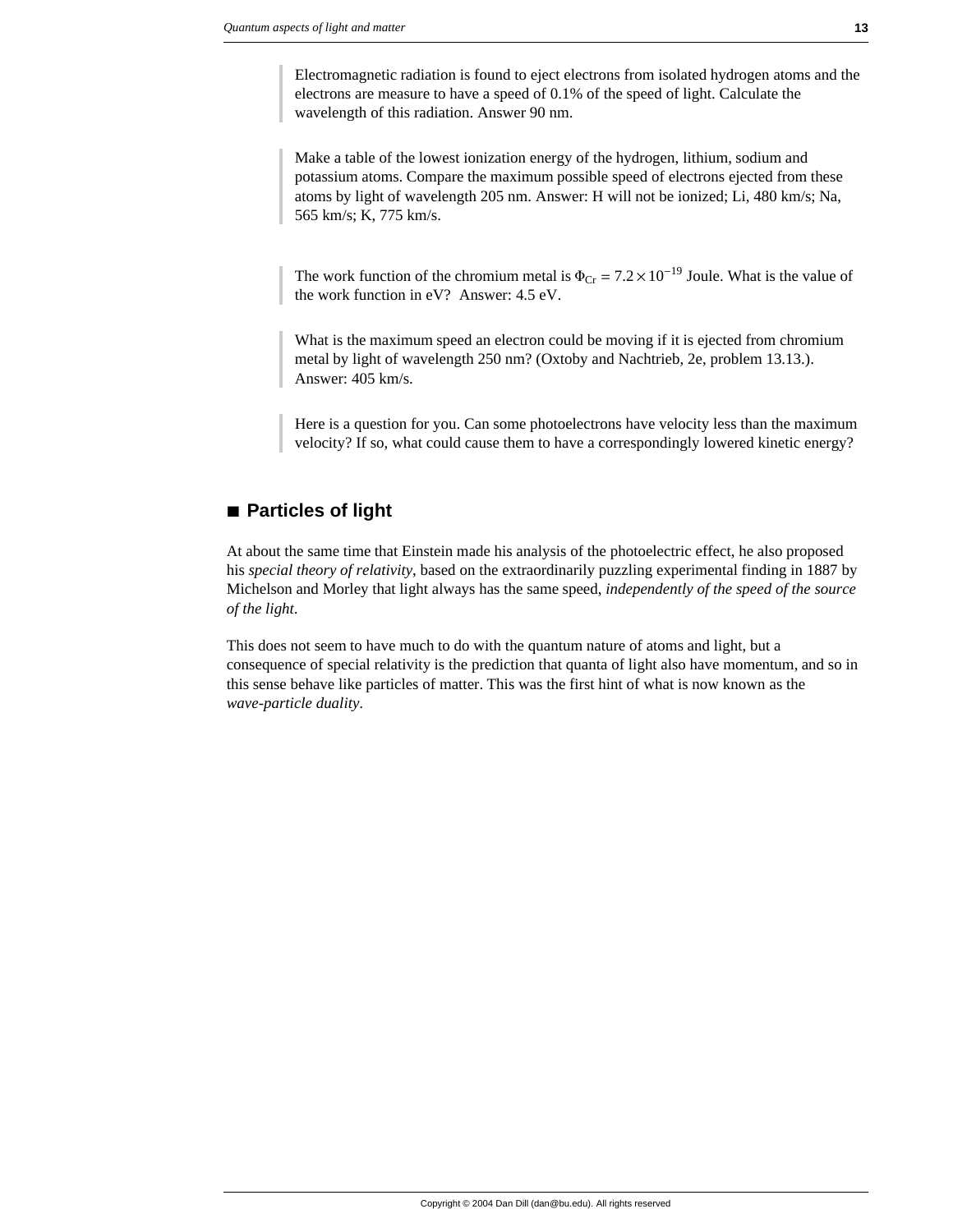> Electromagnetic radiation is found to eject electrons from isolated hydrogen atoms and the electrons are measure to have a speed of 0.1% of the speed of light. Calculate the wavelength of this radiation. Answer 90 nm.

> Make a table of the lowest ionization energy of the hydrogen, lithium, sodium and potassium atoms. Compare the maximum possible speed of electrons ejected from these atoms by light of wavelength 205 nm. Answer: H will not be ionized; Li, 480 km/s; Na, 565 km/s; K, 775 km/s.

> The work function of the chromium metal is $\Phi_{Cr} = 7.2 \times 10^{-19}$ Joule. What is the value of the work function in eV? Answer: 4.5 eV.

> What is the maximum speed an electron could be moving if it is ejected from chromium metal by light of wavelength 250 nm? (Oxtoby and Nachtrieb, 2e, problem 13.13.). Answer: 405 km/s.

> Here is a question for you. Can some photoelectrons have velocity less than the maximum velocity? If so, what could cause them to have a correspondingly lowered kinetic energy?

## ■ Particles of light

At about the same time that Einstein made his analysis of the photoelectric effect, he also proposed his *special theory of relativity*, based on the extraordinarily puzzling experimental finding in 1887 by Michelson and Morley that light always has the same speed, *independently of the speed of the source of the light*.

This does not seem to have much to do with the quantum nature of atoms and light, but a consequence of special relativity is the prediction that quanta of light also have momentum, and so in this sense behave like particles of matter. This was the first hint of what is now known as the *wave-particle duality*.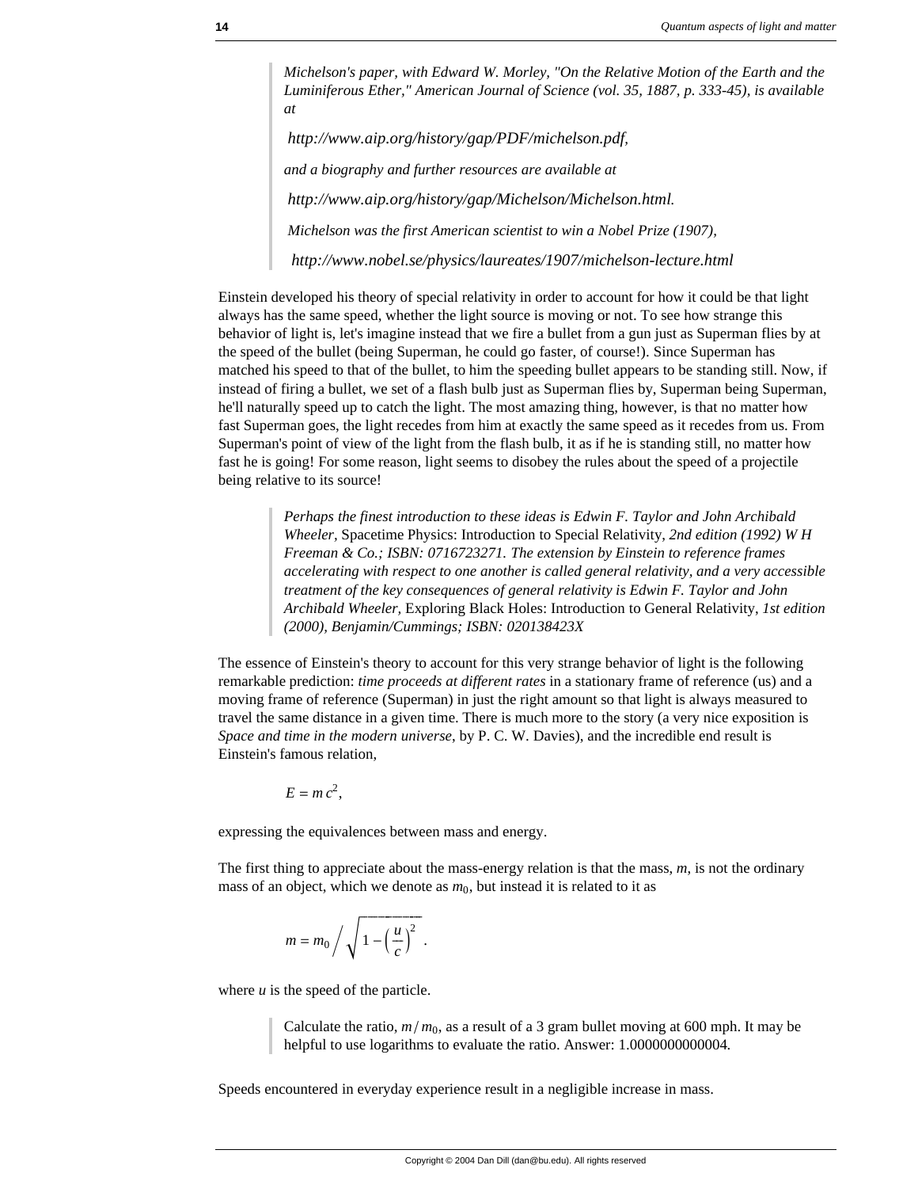> *Michelson's paper, with Edward W. Morley, "On the Relative Motion of the Earth and the Luminiferous Ether," American Journal of Science (vol. 35, 1887, p. 333-45), is available at*
>
> *http://www.aip.org/history/gap/PDF/michelson.pdf,*
>
> *and a biography and further resources are available at*
>
> *http://www.aip.org/history/gap/Michelson/Michelson.html.*
>
> *Michelson was the first American scientist to win a Nobel Prize (1907),*
>
> *http://www.nobel.se/physics/laureates/1907/michelson-lecture.html*

Einstein developed his theory of special relativity in order to account for how it could be that light always has the same speed, whether the light source is moving or not. To see how strange this behavior of light is, let's imagine instead that we fire a bullet from a gun just as Superman flies by at the speed of the bullet (being Superman, he could go faster, of course!). Since Superman has matched his speed to that of the bullet, to him the speeding bullet appears to be standing still. Now, if instead of firing a bullet, we set of a flash bulb just as Superman flies by, Superman being Superman, he'll naturally speed up to catch the light. The most amazing thing, however, is that no matter how fast Superman goes, the light recedes from him at exactly the same speed as it recedes from us. From Superman's point of view of the light from the flash bulb, it as if he is standing still, no matter how fast he is going! For some reason, light seems to disobey the rules about the speed of a projectile being relative to its source!

> *Perhaps the finest introduction to these ideas is Edwin F. Taylor and John Archibald Wheeler,* Spacetime Physics: Introduction to Special Relativity, *2nd edition (1992) W H Freeman & Co.; ISBN: 0716723271. The extension by Einstein to reference frames accelerating with respect to one another is called general relativity, and a very accessible treatment of the key consequences of general relativity is Edwin F. Taylor and John Archibald Wheeler,* Exploring Black Holes: Introduction to General Relativity, *1st edition (2000), Benjamin/Cummings; ISBN: 020138423X*

The essence of Einstein's theory to account for this very strange behavior of light is the following remarkable prediction: *time proceeds at different rates* in a stationary frame of reference (us) and a moving frame of reference (Superman) in just the right amount so that light is always measured to travel the same distance in a given time. There is much more to the story (a very nice exposition is *Space and time in the modern universe*, by P. C. W. Davies), and the incredible end result is Einstein's famous relation,

$$E = m\,c^2,$$

expressing the equivalences between mass and energy.

The first thing to appreciate about the mass-energy relation is that the mass, $m$, is not the ordinary mass of an object, which we denote as $m_0$, but instead it is related to it as

$$m = m_0 \Big/ \sqrt{1 - \left(\frac{u}{c}\right)^2}\ .$$

where $u$ is the speed of the particle.

> Calculate the ratio, $m / m_0$, as a result of a 3 gram bullet moving at 600 mph. It may be helpful to use logarithms to evaluate the ratio. Answer: 1.0000000000004.

Speeds encountered in everyday experience result in a negligible increase in mass.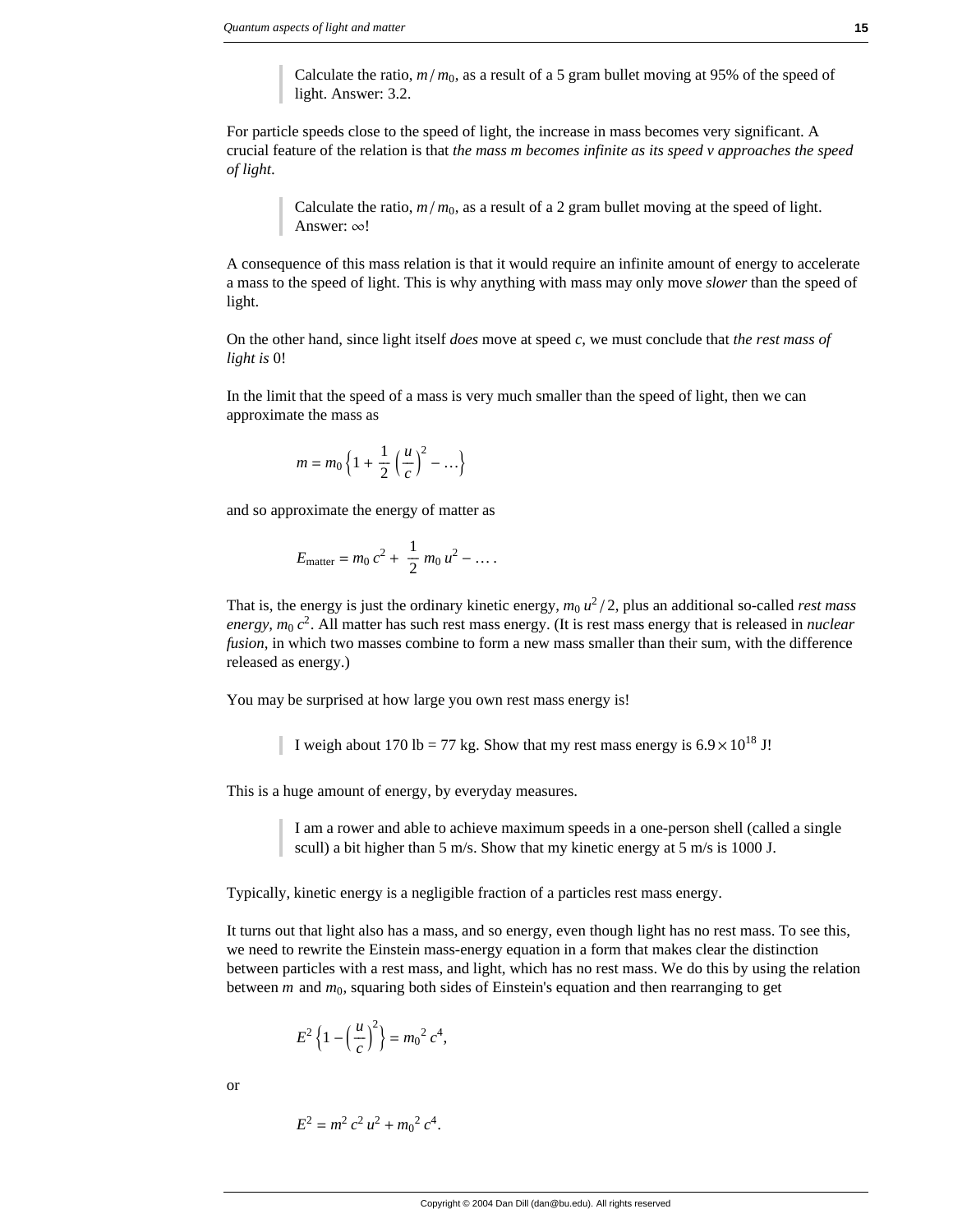> Calculate the ratio, $m / m_0$, as a result of a 5 gram bullet moving at 95% of the speed of light. Answer: 3.2.

For particle speeds close to the speed of light, the increase in mass becomes very significant. A crucial feature of the relation is that *the mass m becomes infinite as its speed v approaches the speed of light*.

> Calculate the ratio, $m / m_0$, as a result of a 2 gram bullet moving at the speed of light. Answer: $\infty$!

A consequence of this mass relation is that it would require an infinite amount of energy to accelerate a mass to the speed of light. This is why anything with mass may only move *slower* than the speed of light.

On the other hand, since light itself *does* move at speed $c$, we must conclude that *the rest mass of light is* 0!

In the limit that the speed of a mass is very much smaller than the speed of light, then we can approximate the mass as

$$m = m_0 \left\{ 1 + \frac{1}{2} \left( \frac{u}{c} \right)^2 - \ldots \right\}$$

and so approximate the energy of matter as

$$E_{\text{matter}} = m_0\, c^2 + \frac{1}{2}\, m_0\, u^2 - \ldots .$$

That is, the energy is just the ordinary kinetic energy, $m_0\, u^2 / 2$, plus an additional so-called *rest mass energy*, $m_0\, c^2$. All matter has such rest mass energy. (It is rest mass energy that is released in *nuclear fusion*, in which two masses combine to form a new mass smaller than their sum, with the difference released as energy.)

You may be surprised at how large you own rest mass energy is!

> I weigh about 170 lb = 77 kg. Show that my rest mass energy is $6.9 \times 10^{18}$ J!

This is a huge amount of energy, by everyday measures.

> I am a rower and able to achieve maximum speeds in a one-person shell (called a single scull) a bit higher than 5 m/s. Show that my kinetic energy at 5 m/s is 1000 J.

Typically, kinetic energy is a negligible fraction of a particles rest mass energy.

It turns out that light also has a mass, and so energy, even though light has no rest mass. To see this, we need to rewrite the Einstein mass-energy equation in a form that makes clear the distinction between particles with a rest mass, and light, which has no rest mass. We do this by using the relation between $m$ and $m_0$, squaring both sides of Einstein's equation and then rearranging to get

$$E^2 \left\{ 1 - \left( \frac{u}{c} \right)^2 \right\} = m_0^{\,2}\, c^4,$$

or

$$E^2 = m^2\, c^2\, u^2 + m_0^{\,2}\, c^4.$$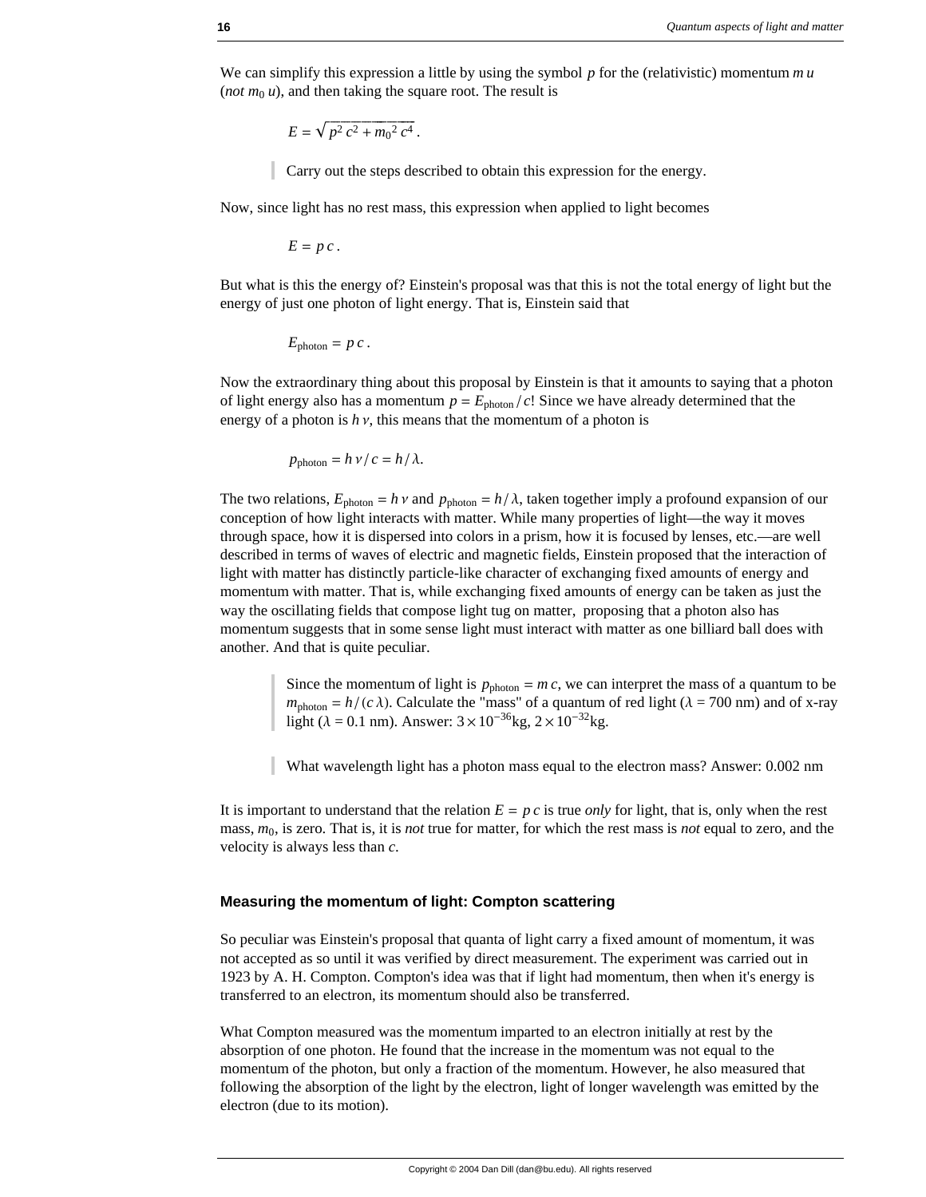We can simplify this expression a little by using the symbol $p$ for the (relativistic) momentum $m\,u$ (*not* $m_0\,u$), and then taking the square root. The result is

$$E = \sqrt{p^2\,c^2 + m_0{}^2\,c^4}\,.$$

> Carry out the steps described to obtain this expression for the energy.

Now, since light has no rest mass, this expression when applied to light becomes

$$E = p\,c\,.$$

But what is this the energy of? Einstein's proposal was that this is not the total energy of light but the energy of just one photon of light energy. That is, Einstein said that

$$E_{\text{photon}} = p\,c\,.$$

Now the extraordinary thing about this proposal by Einstein is that it amounts to saying that a photon of light energy also has a momentum $p = E_{\text{photon}}/c$! Since we have already determined that the energy of a photon is $h\,\nu$, this means that the momentum of a photon is

$$p_{\text{photon}} = h\,\nu/c = h/\lambda.$$

The two relations, $E_{\text{photon}} = h\,\nu$ and $p_{\text{photon}} = h/\lambda$, taken together imply a profound expansion of our conception of how light interacts with matter. While many properties of light—the way it moves through space, how it is dispersed into colors in a prism, how it is focused by lenses, etc.—are well described in terms of waves of electric and magnetic fields, Einstein proposed that the interaction of light with matter has distinctly particle-like character of exchanging fixed amounts of energy and momentum with matter. That is, while exchanging fixed amounts of energy can be taken as just the way the oscillating fields that compose light tug on matter, proposing that a photon also has momentum suggests that in some sense light must interact with matter as one billiard ball does with another. And that is quite peculiar.

> Since the momentum of light is $p_{\text{photon}} = m\,c$, we can interpret the mass of a quantum to be $m_{\text{photon}} = h/(c\,\lambda)$. Calculate the "mass" of a quantum of red light ($\lambda$ = 700 nm) and of x-ray light ($\lambda$ = 0.1 nm). Answer: $3\times10^{-36}$kg, $2\times10^{-32}$kg.

> What wavelength light has a photon mass equal to the electron mass? Answer: 0.002 nm

It is important to understand that the relation $E = p\,c$ is true *only* for light, that is, only when the rest mass, $m_0$, is zero. That is, it is *not* true for matter, for which the rest mass is *not* equal to zero, and the velocity is always less than $c$.

### Measuring the momentum of light: Compton scattering

So peculiar was Einstein's proposal that quanta of light carry a fixed amount of momentum, it was not accepted as so until it was verified by direct measurement. The experiment was carried out in 1923 by A. H. Compton. Compton's idea was that if light had momentum, then when it's energy is transferred to an electron, its momentum should also be transferred.

What Compton measured was the momentum imparted to an electron initially at rest by the absorption of one photon. He found that the increase in the momentum was not equal to the momentum of the photon, but only a fraction of the momentum. However, he also measured that following the absorption of the light by the electron, light of longer wavelength was emitted by the electron (due to its motion).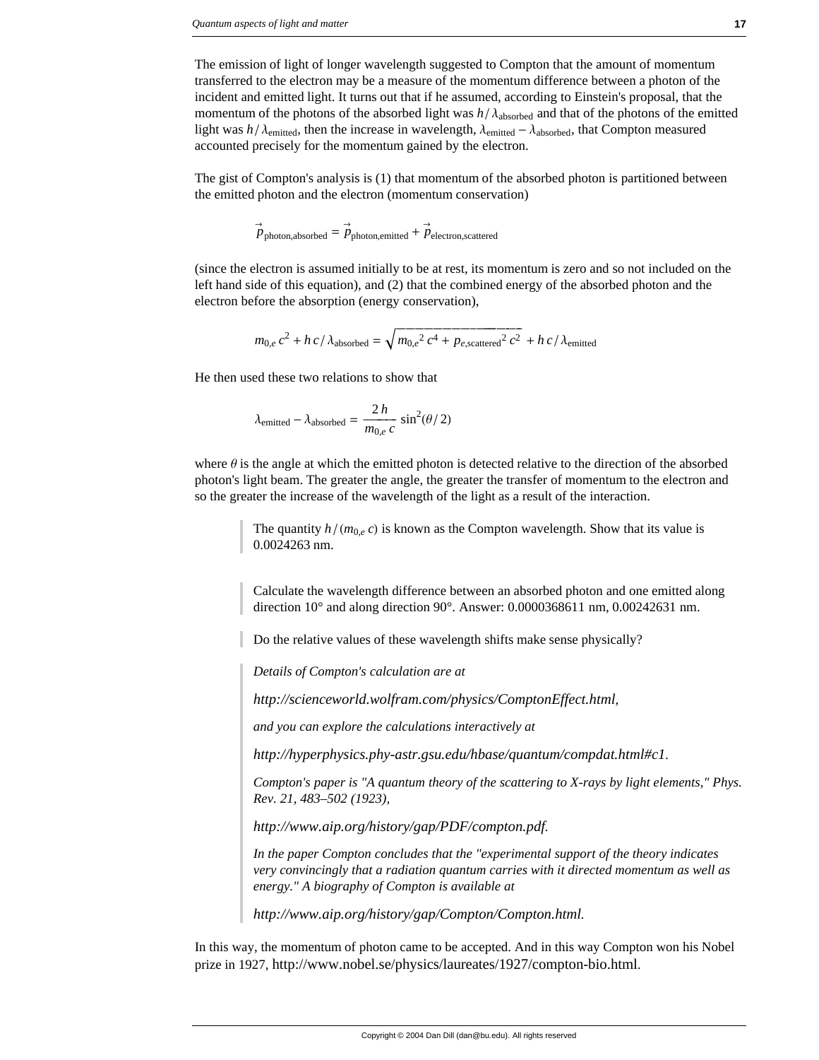The emission of light of longer wavelength suggested to Compton that the amount of momentum transferred to the electron may be a measure of the momentum difference between a photon of the incident and emitted light. It turns out that if he assumed, according to Einstein's proposal, that the momentum of the photons of the absorbed light was $h/\lambda_{\text{absorbed}}$ and that of the photons of the emitted light was $h/\lambda_{\text{emitted}}$, then the increase in wavelength, $\lambda_{\text{emitted}} - \lambda_{\text{absorbed}}$, that Compton measured accounted precisely for the momentum gained by the electron.

The gist of Compton's analysis is (1) that momentum of the absorbed photon is partitioned between the emitted photon and the electron (momentum conservation)

$$\vec{p}_{\text{photon,absorbed}} = \vec{p}_{\text{photon,emitted}} + \vec{p}_{\text{electron,scattered}}$$

(since the electron is assumed initially to be at rest, its momentum is zero and so not included on the left hand side of this equation), and (2) that the combined energy of the absorbed photon and the electron before the absorption (energy conservation),

$$m_{0,e}\, c^2 + h\, c / \lambda_{\text{absorbed}} = \sqrt{m_{0,e}{}^2\, c^4 + p_{e,\text{scattered}}{}^2\, c^2} + h\, c / \lambda_{\text{emitted}}$$

He then used these two relations to show that

$$\lambda_{\text{emitted}} - \lambda_{\text{absorbed}} = \frac{2\,h}{m_{0,e}\, c} \sin^2(\theta/2)$$

where $\theta$ is the angle at which the emitted photon is detected relative to the direction of the absorbed photon's light beam. The greater the angle, the greater the transfer of momentum to the electron and so the greater the increase of the wavelength of the light as a result of the interaction.

> The quantity $h/(m_{0,e}\, c)$ is known as the Compton wavelength. Show that its value is 0.0024263 nm.

> Calculate the wavelength difference between an absorbed photon and one emitted along direction 10° and along direction 90°. Answer: 0.0000368611 nm, 0.00242631 nm.

> Do the relative values of these wavelength shifts make sense physically?

> *Details of Compton's calculation are at*
>
> *http://scienceworld.wolfram.com/physics/ComptonEffect.html,*
>
> *and you can explore the calculations interactively at*
>
> *http://hyperphysics.phy-astr.gsu.edu/hbase/quantum/compdat.html#c1.*
>
> *Compton's paper is "A quantum theory of the scattering to X-rays by light elements," Phys. Rev. 21, 483–502 (1923),*
>
> *http://www.aip.org/history/gap/PDF/compton.pdf.*
>
> *In the paper Compton concludes that the "experimental support of the theory indicates very convincingly that a radiation quantum carries with it directed momentum as well as energy." A biography of Compton is available at*
>
> *http://www.aip.org/history/gap/Compton/Compton.html.*

In this way, the momentum of photon came to be accepted. And in this way Compton won his Nobel prize in 1927, http://www.nobel.se/physics/laureates/1927/compton-bio.html.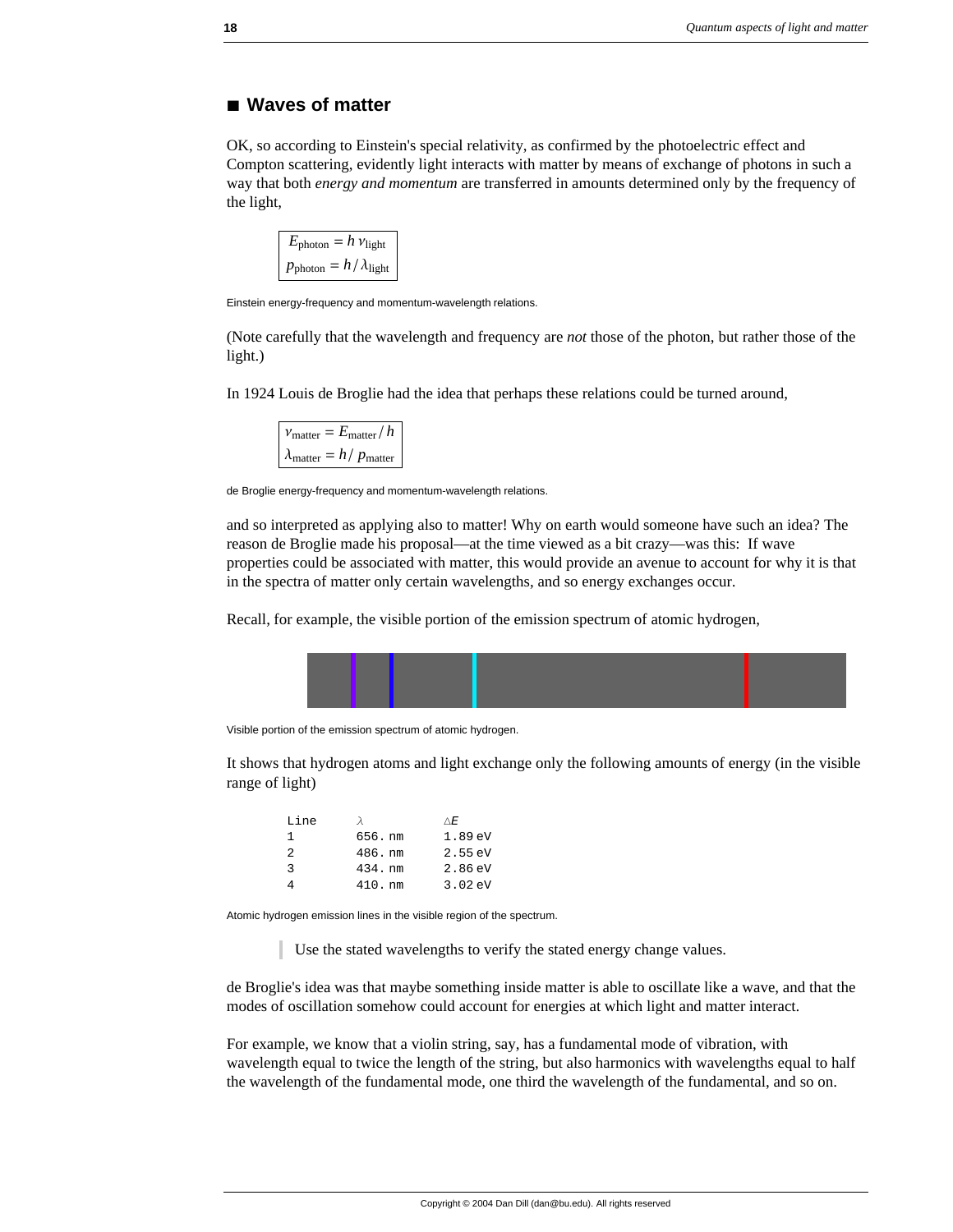## ■ Waves of matter

OK, so according to Einstein's special relativity, as confirmed by the photoelectric effect and Compton scattering, evidently light interacts with matter by means of exchange of photons in such a way that both *energy and momentum* are transferred in amounts determined only by the frequency of the light,

$$\begin{array}{|l|}\hline E_{\text{photon}} = h\,\nu_{\text{light}} \\ p_{\text{photon}} = h / \lambda_{\text{light}} \\ \hline\end{array}$$

Einstein energy-frequency and momentum-wavelength relations.

(Note carefully that the wavelength and frequency are *not* those of the photon, but rather those of the light.)

In 1924 Louis de Broglie had the idea that perhaps these relations could be turned around,

$$\begin{array}{|l|}\hline \nu_{\text{matter}} = E_{\text{matter}} / h \\ \lambda_{\text{matter}} = h / p_{\text{matter}} \\ \hline\end{array}$$

de Broglie energy-frequency and momentum-wavelength relations.

and so interpreted as applying also to matter! Why on earth would someone have such an idea? The reason de Broglie made his proposal—at the time viewed as a bit crazy—was this: If wave properties could be associated with matter, this would provide an avenue to account for why it is that in the spectra of matter only certain wavelengths, and so energy exchanges occur.

Recall, for example, the visible portion of the emission spectrum of atomic hydrogen,

Visible portion of the emission spectrum of atomic hydrogen.

It shows that hydrogen atoms and light exchange only the following amounts of energy (in the visible range of light)

| Line | $\lambda$ | $\Delta E$ |
|---|---|---|
| 1 | 656. nm | 1.89 eV |
| 2 | 486. nm | 2.55 eV |
| 3 | 434. nm | 2.86 eV |
| 4 | 410. nm | 3.02 eV |

Atomic hydrogen emission lines in the visible region of the spectrum.

> Use the stated wavelengths to verify the stated energy change values.

de Broglie's idea was that maybe something inside matter is able to oscillate like a wave, and that the modes of oscillation somehow could account for energies at which light and matter interact.

For example, we know that a violin string, say, has a fundamental mode of vibration, with wavelength equal to twice the length of the string, but also harmonics with wavelengths equal to half the wavelength of the fundamental mode, one third the wavelength of the fundamental, and so on.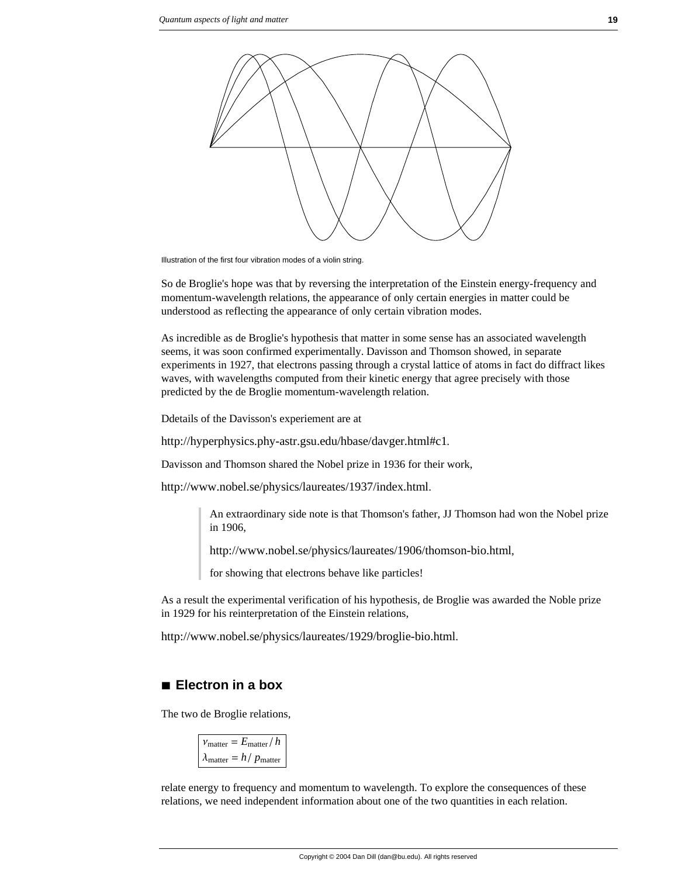Illustration of the first four vibration modes of a violin string.

So de Broglie's hope was that by reversing the interpretation of the Einstein energy-frequency and momentum-wavelength relations, the appearance of only certain energies in matter could be understood as reflecting the appearance of only certain vibration modes.

As incredible as de Broglie's hypothesis that matter in some sense has an associated wavelength seems, it was soon confirmed experimentally. Davisson and Thomson showed, in separate experiments in 1927, that electrons passing through a crystal lattice of atoms in fact do diffract likes waves, with wavelengths computed from their kinetic energy that agree precisely with those predicted by the de Broglie momentum-wavelength relation.

Ddetails of the Davisson's experiement are at

http://hyperphysics.phy-astr.gsu.edu/hbase/davger.html#c1.

Davisson and Thomson shared the Nobel prize in 1936 for their work,

http://www.nobel.se/physics/laureates/1937/index.html.

> An extraordinary side note is that Thomson's father, JJ Thomson had won the Nobel prize in 1906,
>
> http://www.nobel.se/physics/laureates/1906/thomson-bio.html,
>
> for showing that electrons behave like particles!

As a result the experimental verification of his hypothesis, de Broglie was awarded the Noble prize in 1929 for his reinterpretation of the Einstein relations,

http://www.nobel.se/physics/laureates/1929/broglie-bio.html.

## ■ Electron in a box

The two de Broglie relations,

$$\nu_{\text{matter}} = E_{\text{matter}} / h$$
$$\lambda_{\text{matter}} = h / p_{\text{matter}}$$

relate energy to frequency and momentum to wavelength. To explore the consequences of these relations, we need independent information about one of the two quantities in each relation.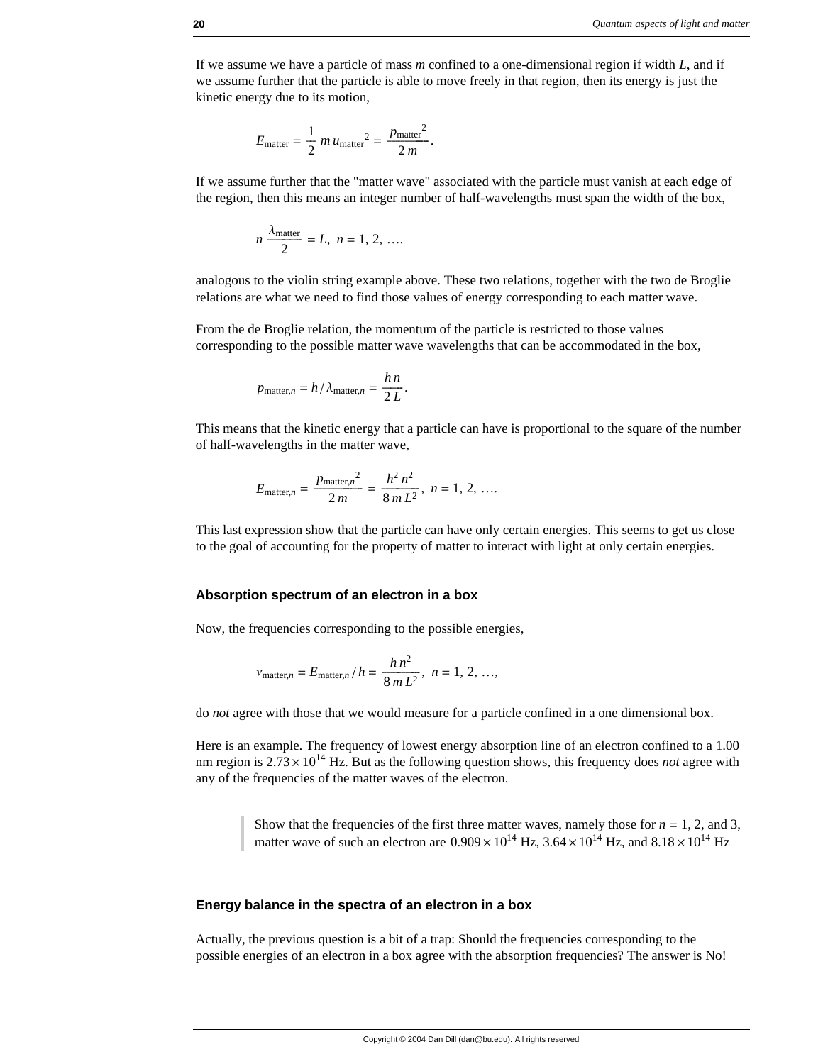If we assume we have a particle of mass $m$ confined to a one-dimensional region if width $L$, and if we assume further that the particle is able to move freely in that region, then its energy is just the kinetic energy due to its motion,

$$E_{\text{matter}} = \frac{1}{2} m\, u_{\text{matter}}^{2} = \frac{p_{\text{matter}}^{2}}{2\, m}.$$

If we assume further that the "matter wave" associated with the particle must vanish at each edge of the region, then this means an integer number of half-wavelengths must span the width of the box,

$$n \frac{\lambda_{\text{matter}}}{2} = L, \;\; n = 1, 2, \ldots.$$

analogous to the violin string example above. These two relations, together with the two de Broglie relations are what we need to find those values of energy corresponding to each matter wave.

From the de Broglie relation, the momentum of the particle is restricted to those values corresponding to the possible matter wave wavelengths that can be accommodated in the box,

$$p_{\text{matter},n} = h / \lambda_{\text{matter},n} = \frac{h\, n}{2\, L}.$$

This means that the kinetic energy that a particle can have is proportional to the square of the number of half-wavelengths in the matter wave,

$$E_{\text{matter},n} = \frac{p_{\text{matter},n}^{2}}{2\, m} = \frac{h^{2}\, n^{2}}{8\, m\, L^{2}}, \;\; n = 1, 2, \ldots.$$

This last expression show that the particle can have only certain energies. This seems to get us close to the goal of accounting for the property of matter to interact with light at only certain energies.

### Absorption spectrum of an electron in a box

Now, the frequencies corresponding to the possible energies,

$$\nu_{\text{matter},n} = E_{\text{matter},n} / h = \frac{h\, n^{2}}{8\, m\, L^{2}}, \;\; n = 1, 2, \ldots,$$

do *not* agree with those that we would measure for a particle confined in a one dimensional box.

Here is an example. The frequency of lowest energy absorption line of an electron confined to a 1.00 nm region is $2.73 \times 10^{14}$ Hz. But as the following question shows, this frequency does *not* agree with any of the frequencies of the matter waves of the electron.

> Show that the frequencies of the first three matter waves, namely those for $n = 1$, 2, and 3, matter wave of such an electron are $0.909 \times 10^{14}$ Hz, $3.64 \times 10^{14}$ Hz, and $8.18 \times 10^{14}$ Hz

### Energy balance in the spectra of an electron in a box

Actually, the previous question is a bit of a trap: Should the frequencies corresponding to the possible energies of an electron in a box agree with the absorption frequencies? The answer is No!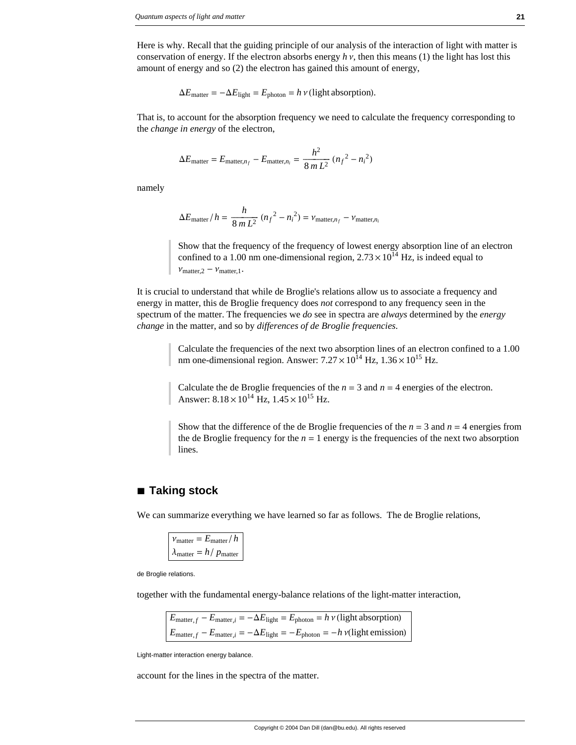Here is why. Recall that the guiding principle of our analysis of the interaction of light with matter is conservation of energy. If the electron absorbs energy $h\nu$, then this means (1) the light has lost this amount of energy and so (2) the electron has gained this amount of energy,

$$\Delta E_{\text{matter}} = -\Delta E_{\text{light}} = E_{\text{photon}} = h\nu \text{ (light absorption)}.$$

That is, to account for the absorption frequency we need to calculate the frequency corresponding to the *change in energy* of the electron,

$$\Delta E_{\text{matter}} = E_{\text{matter},n_f} - E_{\text{matter},n_i} = \frac{h^2}{8\,m\,L^2}\,(n_f{}^2 - n_i{}^2)$$

namely

$$\Delta E_{\text{matter}}/h = \frac{h}{8\,m\,L^2}\,(n_f{}^2 - n_i{}^2) = \nu_{\text{matter},n_f} - \nu_{\text{matter},n_i}$$

> Show that the frequency of the frequency of lowest energy absorption line of an electron confined to a 1.00 nm one-dimensional region, $2.73\times10^{14}$ Hz, is indeed equal to $\nu_{\text{matter},2} - \nu_{\text{matter},1}$.

It is crucial to understand that while de Broglie's relations allow us to associate a frequency and energy in matter, this de Broglie frequency does *not* correspond to any frequency seen in the spectrum of the matter. The frequencies we *do* see in spectra are *always* determined by the *energy change* in the matter, and so by *differences of de Broglie frequencies*.

> Calculate the frequencies of the next two absorption lines of an electron confined to a 1.00 nm one-dimensional region. Answer: $7.27\times10^{14}$ Hz, $1.36\times10^{15}$ Hz.

> Calculate the de Broglie frequencies of the $n = 3$ and $n = 4$ energies of the electron. Answer: $8.18\times10^{14}$ Hz, $1.45\times10^{15}$ Hz.

> Show that the difference of the de Broglie frequencies of the $n = 3$ and $n = 4$ energies from the de Broglie frequency for the $n = 1$ energy is the frequencies of the next two absorption lines.

## ■ Taking stock

We can summarize everything we have learned so far as follows. The de Broglie relations,

$$\begin{aligned} \nu_{\text{matter}} &= E_{\text{matter}}/h \\ \lambda_{\text{matter}} &= h/p_{\text{matter}} \end{aligned}$$

de Broglie relations.

together with the fundamental energy-balance relations of the light-matter interaction,

$$\begin{aligned} E_{\text{matter},f} - E_{\text{matter},i} &= -\Delta E_{\text{light}} = E_{\text{photon}} = h\nu \text{ (light absorption)} \\ E_{\text{matter},f} - E_{\text{matter},i} &= -\Delta E_{\text{light}} = -E_{\text{photon}} = -h\nu \text{ (light emission)} \end{aligned}$$

Light-matter interaction energy balance.

account for the lines in the spectra of the matter.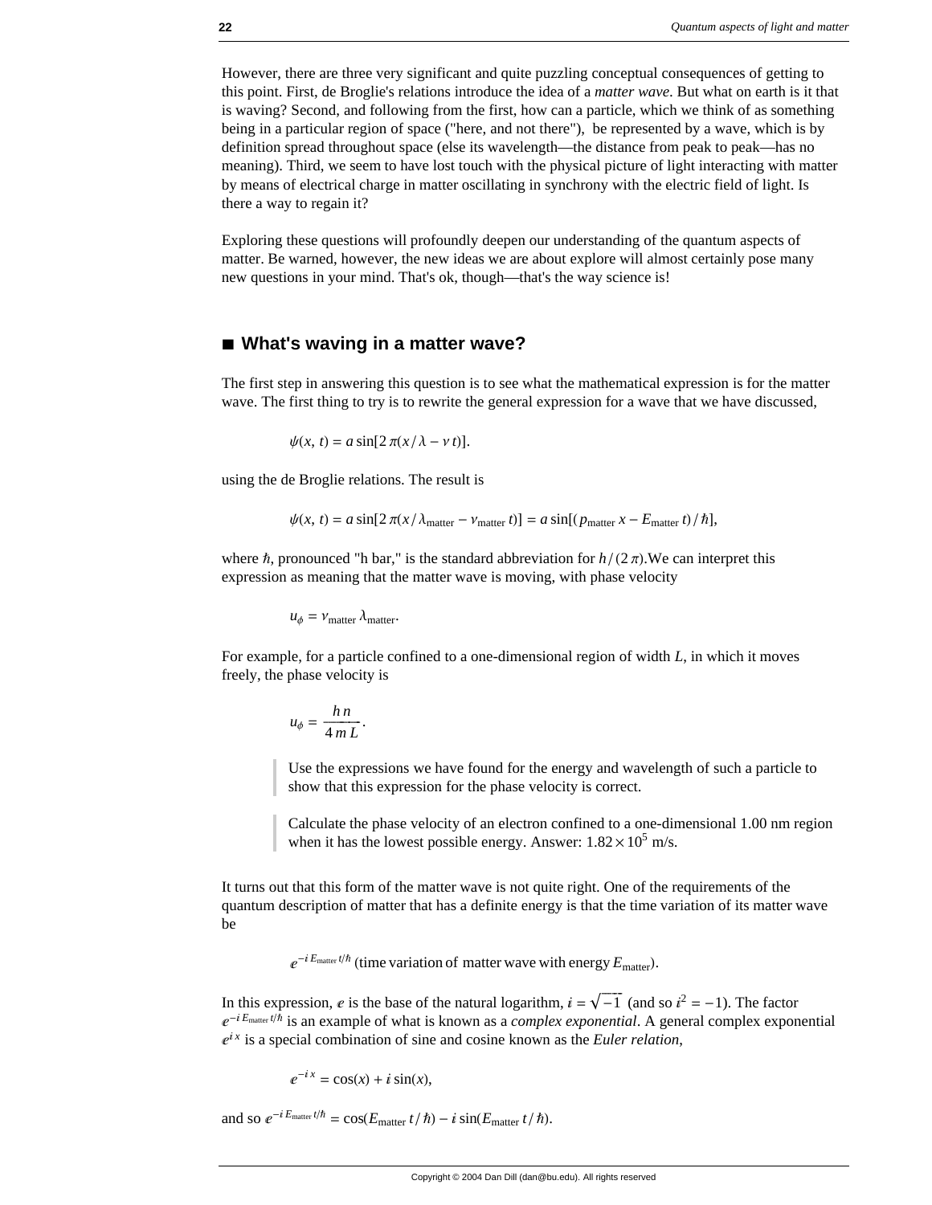However, there are three very significant and quite puzzling conceptual consequences of getting to this point. First, de Broglie's relations introduce the idea of a *matter wave*. But what on earth is it that is waving? Second, and following from the first, how can a particle, which we think of as something being in a particular region of space ("here, and not there"), be represented by a wave, which is by definition spread throughout space (else its wavelength—the distance from peak to peak—has no meaning). Third, we seem to have lost touch with the physical picture of light interacting with matter by means of electrical charge in matter oscillating in synchrony with the electric field of light. Is there a way to regain it?

Exploring these questions will profoundly deepen our understanding of the quantum aspects of matter. Be warned, however, the new ideas we are about explore will almost certainly pose many new questions in your mind. That's ok, though—that's the way science is!

## ■ What's waving in a matter wave?

The first step in answering this question is to see what the mathematical expression is for the matter wave. The first thing to try is to rewrite the general expression for a wave that we have discussed,

$$\psi(x, t) = a \sin[2\pi(x/\lambda - \nu t)].$$

using the de Broglie relations. The result is

$$\psi(x, t) = a \sin[2\pi(x/\lambda_{\text{matter}} - \nu_{\text{matter}} t)] = a \sin[(p_{\text{matter}} x - E_{\text{matter}} t)/\hbar],$$

where $\hbar$, pronounced "h bar," is the standard abbreviation for $h/(2\pi)$.We can interpret this expression as meaning that the matter wave is moving, with phase velocity

$$u_\phi = \nu_{\text{matter}} \lambda_{\text{matter}}.$$

For example, for a particle confined to a one-dimensional region of width $L$, in which it moves freely, the phase velocity is

$$u_\phi = \frac{h n}{4 m L}.$$

> Use the expressions we have found for the energy and wavelength of such a particle to show that this expression for the phase velocity is correct.

> Calculate the phase velocity of an electron confined to a one-dimensional 1.00 nm region when it has the lowest possible energy. Answer: $1.82 \times 10^5$ m/s.

It turns out that this form of the matter wave is not quite right. One of the requirements of the quantum description of matter that has a definite energy is that the time variation of its matter wave be

$$e^{-i E_{\text{matter}} t/\hbar} \text{ (time variation of matter wave with energy } E_{\text{matter}}).$$

In this expression, $e$ is the base of the natural logarithm, $i = \sqrt{-1}$ (and so $i^2 = -1$). The factor $e^{-i E_{\text{matter}} t/\hbar}$ is an example of what is known as a *complex exponential*. A general complex exponential $e^{i x}$ is a special combination of sine and cosine known as the *Euler relation*,

$$e^{-i x} = \cos(x) + i \sin(x),$$

and so $e^{-i E_{\text{matter}} t/\hbar} = \cos(E_{\text{matter}} t/\hbar) - i \sin(E_{\text{matter}} t/\hbar)$.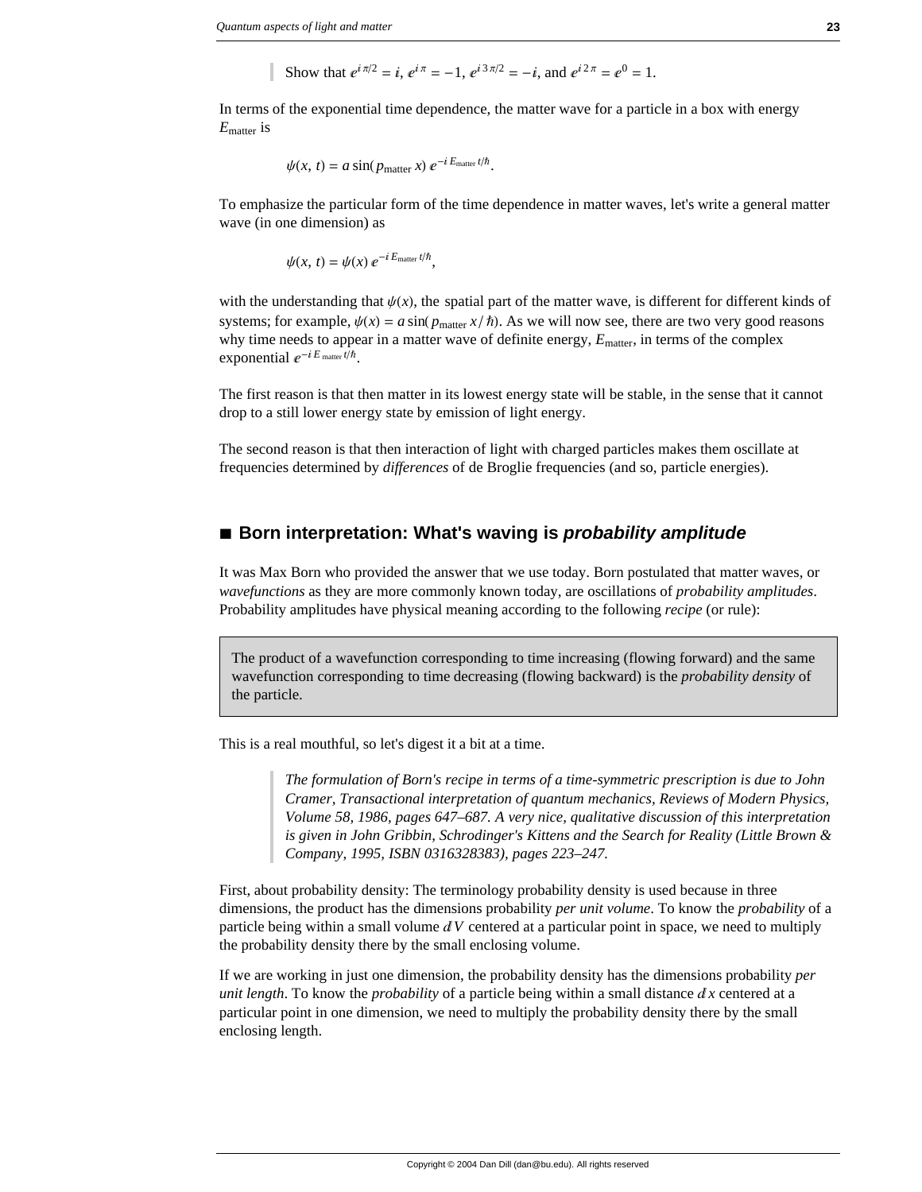> Show that $e^{i\pi/2} = i$, $e^{i\pi} = -1$, $e^{i3\pi/2} = -i$, and $e^{i2\pi} = e^0 = 1$.

In terms of the exponential time dependence, the matter wave for a particle in a box with energy $E_{\text{matter}}$ is

$$\psi(x, t) = a \sin(p_{\text{matter}}\, x)\, e^{-i E_{\text{matter}} t/\hbar}.$$

To emphasize the particular form of the time dependence in matter waves, let's write a general matter wave (in one dimension) as

$$\psi(x, t) = \psi(x)\, e^{-i E_{\text{matter}} t/\hbar},$$

with the understanding that $\psi(x)$, the spatial part of the matter wave, is different for different kinds of systems; for example, $\psi(x) = a \sin(p_{\text{matter}}\, x / \hbar)$. As we will now see, there are two very good reasons why time needs to appear in a matter wave of definite energy, $E_{\text{matter}}$, in terms of the complex exponential $e^{-i E_{\text{matter}} t/\hbar}$.

The first reason is that then matter in its lowest energy state will be stable, in the sense that it cannot drop to a still lower energy state by emission of light energy.

The second reason is that then interaction of light with charged particles makes them oscillate at frequencies determined by *differences* of de Broglie frequencies (and so, particle energies).

## ■ Born interpretation: What's waving is *probability amplitude*

It was Max Born who provided the answer that we use today. Born postulated that matter waves, or *wavefunctions* as they are more commonly known today, are oscillations of *probability amplitudes*. Probability amplitudes have physical meaning according to the following *recipe* (or rule):

> The product of a wavefunction corresponding to time increasing (flowing forward) and the same wavefunction corresponding to time decreasing (flowing backward) is the *probability density* of the particle.

This is a real mouthful, so let's digest it a bit at a time.

> *The formulation of Born's recipe in terms of a time-symmetric prescription is due to John Cramer, Transactional interpretation of quantum mechanics, Reviews of Modern Physics, Volume 58, 1986, pages 647–687. A very nice, qualitative discussion of this interpretation is given in John Gribbin, Schrodinger's Kittens and the Search for Reality (Little Brown & Company, 1995, ISBN 0316328383), pages 223–247.*

First, about probability density: The terminology probability density is used because in three dimensions, the product has the dimensions probability *per unit volume*. To know the *probability* of a particle being within a small volume $dV$ centered at a particular point in space, we need to multiply the probability density there by the small enclosing volume.

If we are working in just one dimension, the probability density has the dimensions probability *per unit length*. To know the *probability* of a particle being within a small distance $dx$ centered at a particular point in one dimension, we need to multiply the probability density there by the small enclosing length.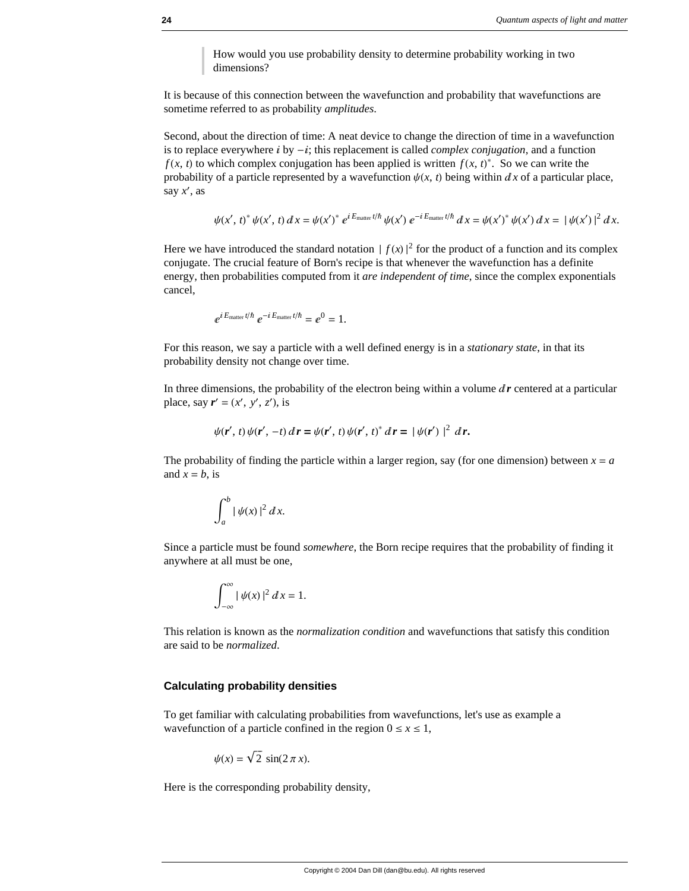> How would you use probability density to determine probability working in two dimensions?

It is because of this connection between the wavefunction and probability that wavefunctions are sometime referred to as probability *amplitudes*.

Second, about the direction of time: A neat device to change the direction of time in a wavefunction is to replace everywhere $i$ by $-i$; this replacement is called *complex conjugation*, and a function $f(x, t)$ to which complex conjugation has been applied is written $f(x, t)^*$. So we can write the probability of a particle represented by a wavefunction $\psi(x, t)$ being within $dx$ of a particular place, say $x'$, as

$$\psi(x', t)^* \, \psi(x', t) \, dx = \psi(x')^* \, e^{i E_{\text{matter}} t/\hbar} \, \psi(x') \, e^{-i E_{\text{matter}} t/\hbar} \, dx = \psi(x')^* \, \psi(x') \, dx = |\psi(x')|^2 \, dx.$$

Here we have introduced the standard notation $|f(x)|^2$ for the product of a function and its complex conjugate. The crucial feature of Born's recipe is that whenever the wavefunction has a definite energy, then probabilities computed from it *are independent of time*, since the complex exponentials cancel,

$$e^{i E_{\text{matter}} t/\hbar} \, e^{-i E_{\text{matter}} t/\hbar} = e^0 = 1.$$

For this reason, we say a particle with a well defined energy is in a *stationary state*, in that its probability density not change over time.

In three dimensions, the probability of the electron being within a volume $d\mathbf{r}$ centered at a particular place, say $\mathbf{r}' = (x', y', z')$, is

$$\psi(\mathbf{r}', t) \, \psi(\mathbf{r}', -t) \, d\mathbf{r} = \psi(\mathbf{r}', t) \, \psi(\mathbf{r}', t)^* \, d\mathbf{r} = |\psi(\mathbf{r}')|^2 \, d\mathbf{r}.$$

The probability of finding the particle within a larger region, say (for one dimension) between $x = a$ and $x = b$, is

$$\int_a^b |\psi(x)|^2 \, dx.$$

Since a particle must be found *somewhere*, the Born recipe requires that the probability of finding it anywhere at all must be one,

$$\int_{-\infty}^{\infty} |\psi(x)|^2 \, dx = 1.$$

This relation is known as the *normalization condition* and wavefunctions that satisfy this condition are said to be *normalized*.

### Calculating probability densities

To get familiar with calculating probabilities from wavefunctions, let's use as example a wavefunction of a particle confined in the region $0 \le x \le 1$,

$$\psi(x) = \sqrt{2} \, \sin(2 \pi x).$$

Here is the corresponding probability density,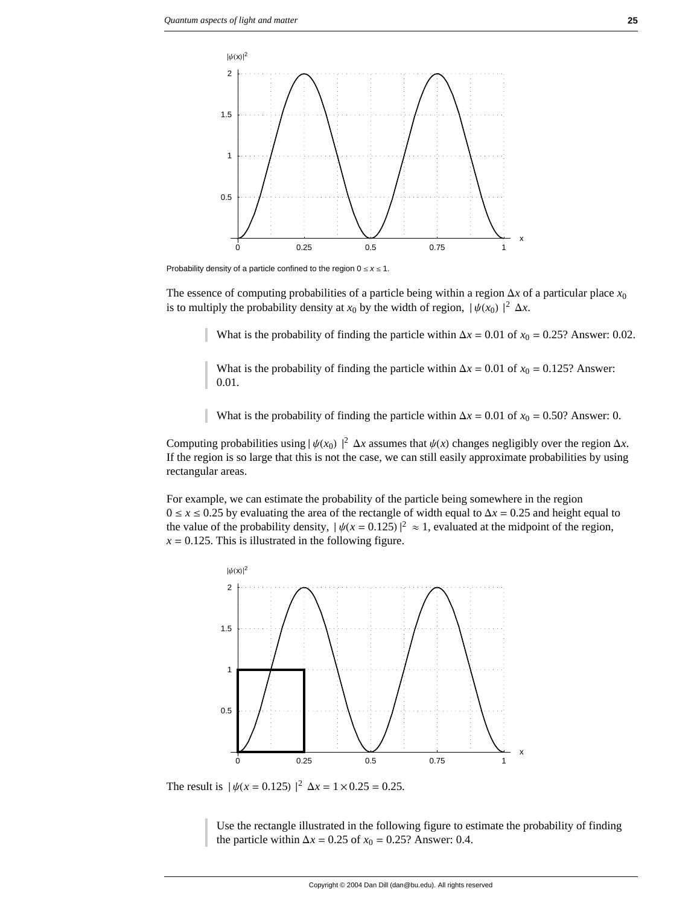Probability density of a particle confined to the region $0 \le x \le 1$.

The essence of computing probabilities of a particle being within a region $\Delta x$ of a particular place $x_0$ is to multiply the probability density at $x_0$ by the width of region, $|\psi(x_0)|^2 \Delta x$.

> What is the probability of finding the particle within $\Delta x = 0.01$ of $x_0 = 0.25$? Answer: 0.02.

> What is the probability of finding the particle within $\Delta x = 0.01$ of $x_0 = 0.125$? Answer: 0.01.

> What is the probability of finding the particle within $\Delta x = 0.01$ of $x_0 = 0.50$? Answer: 0.

Computing probabilities using $|\psi(x_0)|^2 \Delta x$ assumes that $\psi(x)$ changes negligibly over the region $\Delta x$. If the region is so large that this is not the case, we can still easily approximate probabilities by using rectangular areas.

For example, we can estimate the probability of the particle being somewhere in the region $0 \le x \le 0.25$ by evaluating the area of the rectangle of width equal to $\Delta x = 0.25$ and height equal to the value of the probability density, $|\psi(x = 0.125)|^2 \approx 1$, evaluated at the midpoint of the region, $x = 0.125$. This is illustrated in the following figure.

The result is $|\psi(x = 0.125)|^2 \Delta x = 1 \times 0.25 = 0.25$.

> Use the rectangle illustrated in the following figure to estimate the probability of finding the particle within $\Delta x = 0.25$ of $x_0 = 0.25$? Answer: 0.4.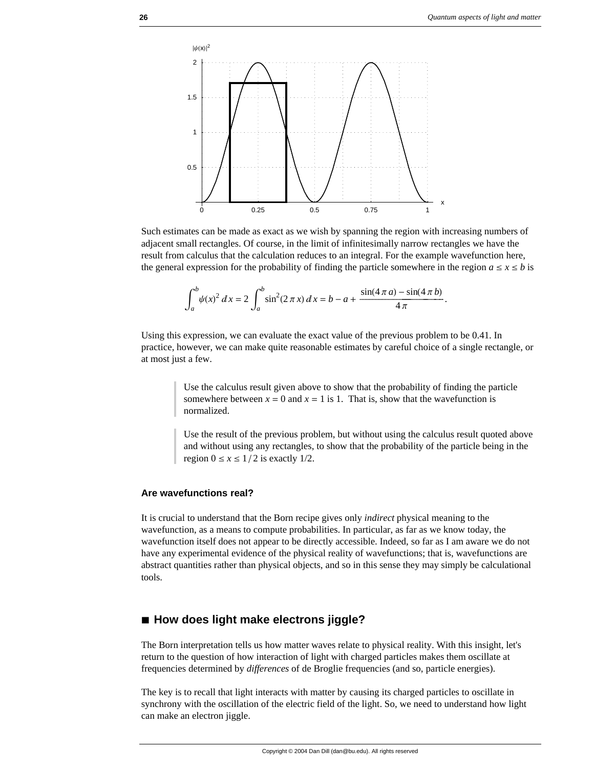Such estimates can be made as exact as we wish by spanning the region with increasing numbers of adjacent small rectangles. Of course, in the limit of infinitesimally narrow rectangles we have the result from calculus that the calculation reduces to an integral. For the example wavefunction here, the general expression for the probability of finding the particle somewhere in the region $a \leq x \leq b$ is

$$\int_a^b \psi(x)^2 \, dx = 2 \int_a^b \sin^2(2\pi x) \, dx = b - a + \frac{\sin(4\pi a) - \sin(4\pi b)}{4\pi}.$$

Using this expression, we can evaluate the exact value of the previous problem to be 0.41. In practice, however, we can make quite reasonable estimates by careful choice of a single rectangle, or at most just a few.

> Use the calculus result given above to show that the probability of finding the particle somewhere between $x = 0$ and $x = 1$ is 1. That is, show that the wavefunction is normalized.

> Use the result of the previous problem, but without using the calculus result quoted above and without using any rectangles, to show that the probability of the particle being in the region $0 \leq x \leq 1/2$ is exactly 1/2.

### Are wavefunctions real?

It is crucial to understand that the Born recipe gives only *indirect* physical meaning to the wavefunction, as a means to compute probabilities. In particular, as far as we know today, the wavefunction itself does not appear to be directly accessible. Indeed, so far as I am aware we do not have any experimental evidence of the physical reality of wavefunctions; that is, wavefunctions are abstract quantities rather than physical objects, and so in this sense they may simply be calculational tools.

## ■ How does light make electrons jiggle?

The Born interpretation tells us how matter waves relate to physical reality. With this insight, let's return to the question of how interaction of light with charged particles makes them oscillate at frequencies determined by *differences* of de Broglie frequencies (and so, particle energies).

The key is to recall that light interacts with matter by causing its charged particles to oscillate in synchrony with the oscillation of the electric field of the light. So, we need to understand how light can make an electron jiggle.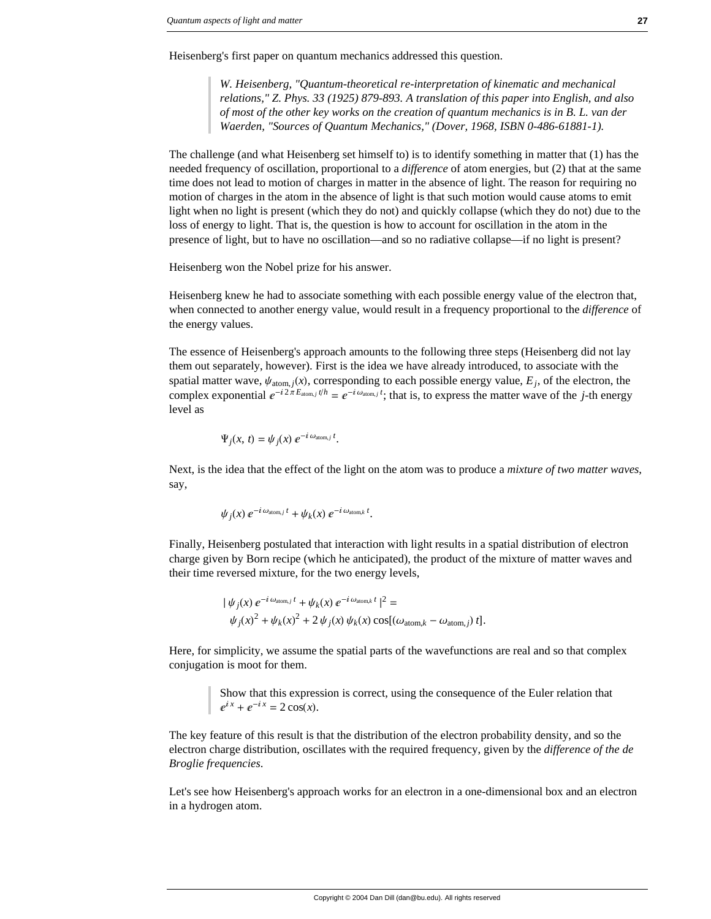Heisenberg's first paper on quantum mechanics addressed this question.

> *W. Heisenberg, "Quantum-theoretical re-interpretation of kinematic and mechanical relations," Z. Phys. 33 (1925) 879-893. A translation of this paper into English, and also of most of the other key works on the creation of quantum mechanics is in B. L. van der Waerden, "Sources of Quantum Mechanics," (Dover, 1968, ISBN 0-486-61881-1).*

The challenge (and what Heisenberg set himself to) is to identify something in matter that (1) has the needed frequency of oscillation, proportional to a *difference* of atom energies, but (2) that at the same time does not lead to motion of charges in matter in the absence of light. The reason for requiring no motion of charges in the atom in the absence of light is that such motion would cause atoms to emit light when no light is present (which they do not) and quickly collapse (which they do not) due to the loss of energy to light. That is, the question is how to account for oscillation in the atom in the presence of light, but to have no oscillation—and so no radiative collapse—if no light is present?

Heisenberg won the Nobel prize for his answer.

Heisenberg knew he had to associate something with each possible energy value of the electron that, when connected to another energy value, would result in a frequency proportional to the *difference* of the energy values.

The essence of Heisenberg's approach amounts to the following three steps (Heisenberg did not lay them out separately, however). First is the idea we have already introduced, to associate with the spatial matter wave, $\psi_{\text{atom},j}(x)$, corresponding to each possible energy value, $E_j$, of the electron, the complex exponential $e^{-i\,2\,\pi\,E_{\text{atom},j}\,t/h} = e^{-i\,\omega_{\text{atom},j}\,t}$; that is, to express the matter wave of the $j$-th energy level as

$$\Psi_j(x,\,t) = \psi_j(x)\,e^{-i\,\omega_{\text{atom},j}\,t}.$$

Next, is the idea that the effect of the light on the atom was to produce a *mixture of two matter waves*, say,

$$\psi_j(x)\,e^{-i\,\omega_{\text{atom},j}\,t} + \psi_k(x)\,e^{-i\,\omega_{\text{atom},k}\,t}.$$

Finally, Heisenberg postulated that interaction with light results in a spatial distribution of electron charge given by Born recipe (which he anticipated), the product of the mixture of matter waves and their time reversed mixture, for the two energy levels,

$$\begin{aligned} &|\,\psi_j(x)\,e^{-i\,\omega_{\text{atom},j}\,t} + \psi_k(x)\,e^{-i\,\omega_{\text{atom},k}\,t}\,|^2 = \\ &\quad \psi_j(x)^2 + \psi_k(x)^2 + 2\,\psi_j(x)\,\psi_k(x)\cos[(\omega_{\text{atom},k} - \omega_{\text{atom},j})\,t]. \end{aligned}$$

Here, for simplicity, we assume the spatial parts of the wavefunctions are real and so that complex conjugation is moot for them.

> Show that this expression is correct, using the consequence of the Euler relation that $e^{i\,x} + e^{-i\,x} = 2\cos(x)$.

The key feature of this result is that the distribution of the electron probability density, and so the electron charge distribution, oscillates with the required frequency, given by the *difference of the de Broglie frequencies*.

Let's see how Heisenberg's approach works for an electron in a one-dimensional box and an electron in a hydrogen atom.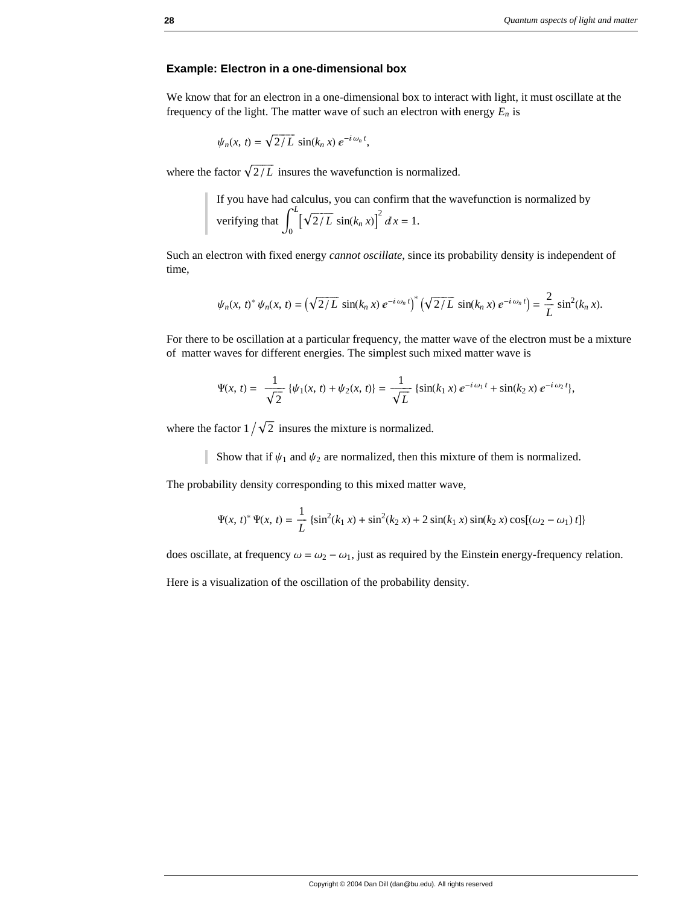### Example: Electron in a one-dimensional box

We know that for an electron in a one-dimensional box to interact with light, it must oscillate at the frequency of the light. The matter wave of such an electron with energy $E_n$ is

$$\psi_n(x,\,t) = \sqrt{2/L}\,\sin(k_n\,x)\,e^{-i\,\omega_n\,t},$$

where the factor $\sqrt{2/L}$ insures the wavefunction is normalized.

> If you have had calculus, you can confirm that the wavefunction is normalized by verifying that $\int_0^L \left[\sqrt{2/L}\,\sin(k_n\,x)\right]^2 dx = 1$.

Such an electron with fixed energy *cannot oscillate*, since its probability density is independent of time,

$$\psi_n(x,\,t)^*\,\psi_n(x,\,t) = \left(\sqrt{2/L}\,\sin(k_n\,x)\,e^{-i\,\omega_n\,t}\right)^*\left(\sqrt{2/L}\,\sin(k_n\,x)\,e^{-i\,\omega_n\,t}\right) = \frac{2}{L}\,\sin^2(k_n\,x).$$

For there to be oscillation at a particular frequency, the matter wave of the electron must be a mixture of matter waves for different energies. The simplest such mixed matter wave is

$$\Psi(x,\,t) = \frac{1}{\sqrt{2}}\,\{\psi_1(x,\,t) + \psi_2(x,\,t)\} = \frac{1}{\sqrt{L}}\,\{\sin(k_1\,x)\,e^{-i\,\omega_1\,t} + \sin(k_2\,x)\,e^{-i\,\omega_2\,t}\},$$

where the factor $1/\sqrt{2}$ insures the mixture is normalized.

> Show that if $\psi_1$ and $\psi_2$ are normalized, then this mixture of them is normalized.

The probability density corresponding to this mixed matter wave,

$$\Psi(x,\,t)^*\,\Psi(x,\,t) = \frac{1}{L}\,\{\sin^2(k_1\,x) + \sin^2(k_2\,x) + 2\,\sin(k_1\,x)\,\sin(k_2\,x)\,\cos[(\omega_2 - \omega_1)\,t]\}$$

does oscillate, at frequency $\omega = \omega_2 - \omega_1$, just as required by the Einstein energy-frequency relation.

Here is a visualization of the oscillation of the probability density.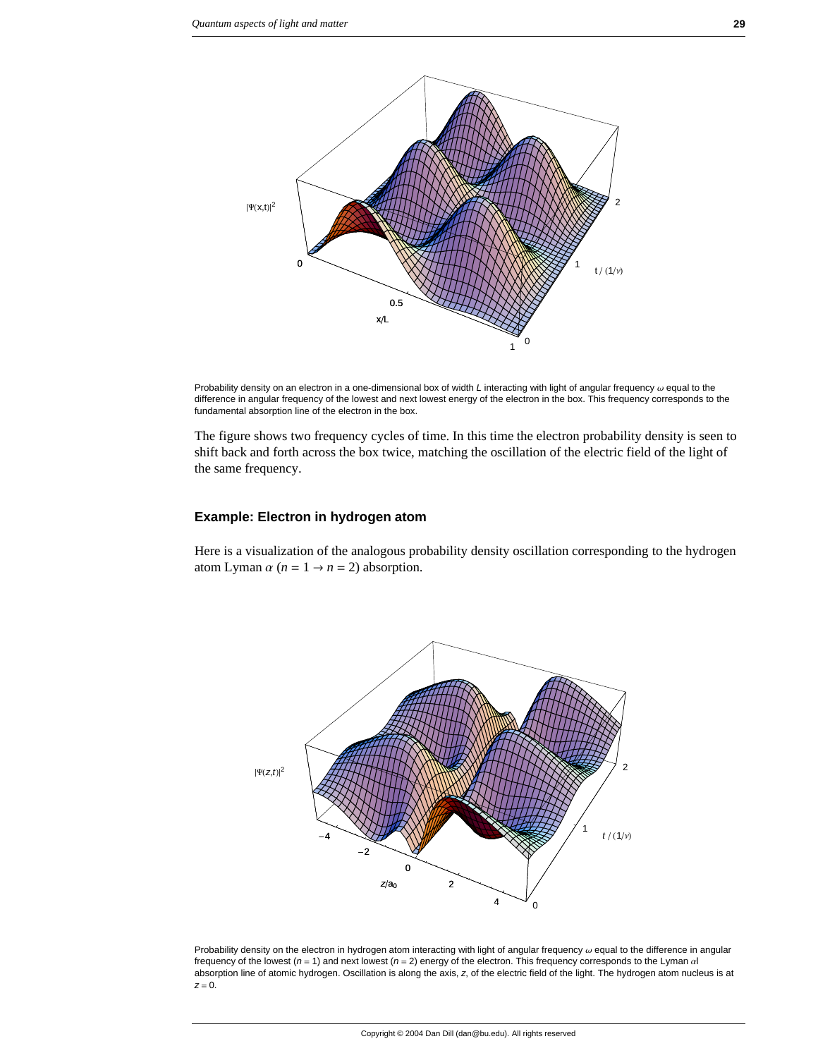Probability density on an electron in a one-dimensional box of width $L$ interacting with light of angular frequency $\omega$ equal to the difference in angular frequency of the lowest and next lowest energy of the electron in the box. This frequency corresponds to the fundamental absorption line of the electron in the box.

The figure shows two frequency cycles of time. In this time the electron probability density is seen to shift back and forth across the box twice, matching the oscillation of the electric field of the light of the same frequency.

### Example: Electron in hydrogen atom

Here is a visualization of the analogous probability density oscillation corresponding to the hydrogen atom Lyman $\alpha$ ($n = 1 \to n = 2$) absorption.

Probability density on the electron in hydrogen atom interacting with light of angular frequency $\omega$ equal to the difference in angular frequency of the lowest ($n = 1$) and next lowest ($n = 2$) energy of the electron. This frequency corresponds to the Lyman $\alpha$ absorption line of atomic hydrogen. Oscillation is along the axis, $z$, of the electric field of the light. The hydrogen atom nucleus is at $z = 0$.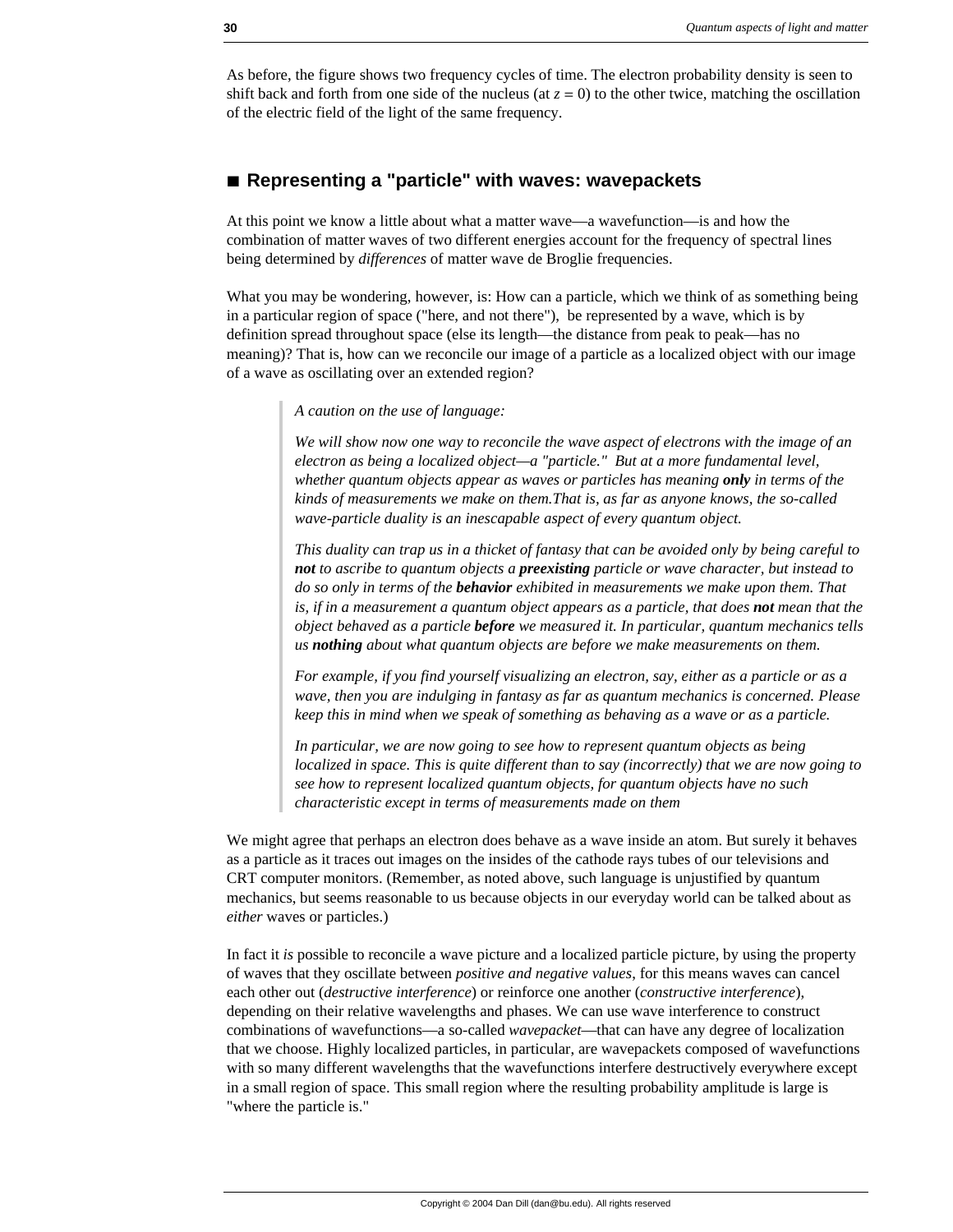As before, the figure shows two frequency cycles of time. The electron probability density is seen to shift back and forth from one side of the nucleus (at $z = 0$) to the other twice, matching the oscillation of the electric field of the light of the same frequency.

## ■ Representing a "particle" with waves: wavepackets

At this point we know a little about what a matter wave—a wavefunction—is and how the combination of matter waves of two different energies account for the frequency of spectral lines being determined by *differences* of matter wave de Broglie frequencies.

What you may be wondering, however, is: How can a particle, which we think of as something being in a particular region of space ("here, and not there"), be represented by a wave, which is by definition spread throughout space (else its length—the distance from peak to peak—has no meaning)? That is, how can we reconcile our image of a particle as a localized object with our image of a wave as oscillating over an extended region?

> *A caution on the use of language:*
>
> *We will show now one way to reconcile the wave aspect of electrons with the image of an electron as being a localized object—a "particle." But at a more fundamental level, whether quantum objects appear as waves or particles has meaning* ***only*** *in terms of the kinds of measurements we make on them.That is, as far as anyone knows, the so-called wave-particle duality is an inescapable aspect of every quantum object.*
>
> *This duality can trap us in a thicket of fantasy that can be avoided only by being careful to* ***not*** *to ascribe to quantum objects a* ***preexisting*** *particle or wave character, but instead to do so only in terms of the* ***behavior*** *exhibited in measurements we make upon them. That is, if in a measurement a quantum object appears as a particle, that does* ***not*** *mean that the object behaved as a particle* ***before*** *we measured it. In particular, quantum mechanics tells us* ***nothing*** *about what quantum objects are before we make measurements on them.*
>
> *For example, if you find yourself visualizing an electron, say, either as a particle or as a wave, then you are indulging in fantasy as far as quantum mechanics is concerned. Please keep this in mind when we speak of something as behaving as a wave or as a particle.*
>
> *In particular, we are now going to see how to represent quantum objects as being localized in space. This is quite different than to say (incorrectly) that we are now going to see how to represent localized quantum objects, for quantum objects have no such characteristic except in terms of measurements made on them*

We might agree that perhaps an electron does behave as a wave inside an atom. But surely it behaves as a particle as it traces out images on the insides of the cathode rays tubes of our televisions and CRT computer monitors. (Remember, as noted above, such language is unjustified by quantum mechanics, but seems reasonable to us because objects in our everyday world can be talked about as *either* waves or particles.)

In fact it *is* possible to reconcile a wave picture and a localized particle picture, by using the property of waves that they oscillate between *positive and negative values*, for this means waves can cancel each other out (*destructive interference*) or reinforce one another (*constructive interference*), depending on their relative wavelengths and phases. We can use wave interference to construct combinations of wavefunctions—a so-called *wavepacket*—that can have any degree of localization that we choose. Highly localized particles, in particular, are wavepackets composed of wavefunctions with so many different wavelengths that the wavefunctions interfere destructively everywhere except in a small region of space. This small region where the resulting probability amplitude is large is "where the particle is."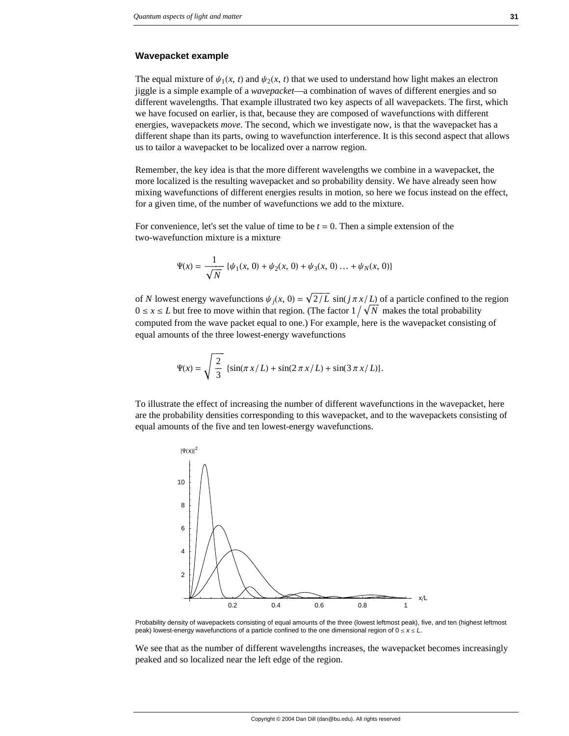### Wavepacket example

The equal mixture of $\psi_1(x, t)$ and $\psi_2(x, t)$ that we used to understand how light makes an electron jiggle is a simple example of a *wavepacket*—a combination of waves of different energies and so different wavelengths. That example illustrated two key aspects of all wavepackets. The first, which we have focused on earlier, is that, because they are composed of wavefunctions with different energies, wavepackets *move*. The second, which we investigate now, is that the wavepacket has a different shape than its parts, owing to wavefunction interference. It is this second aspect that allows us to tailor a wavepacket to be localized over a narrow region.

Remember, the key idea is that the more different wavelengths we combine in a wavepacket, the more localized is the resulting wavepacket and so probability density. We have already seen how mixing wavefunctions of different energies results in motion, so here we focus instead on the effect, for a given time, of the number of wavefunctions we add to the mixture.

For convenience, let's set the value of time to be $t = 0$. Then a simple extension of the two-wavefunction mixture is a mixture

$$\Psi(x) = \frac{1}{\sqrt{N}} \{\psi_1(x, 0) + \psi_2(x, 0) + \psi_3(x, 0) \ldots + \psi_N(x, 0)\}$$

of $N$ lowest energy wavefunctions $\psi_j(x, 0) = \sqrt{2/L}\, \sin(j \pi x / L)$ of a particle confined to the region $0 \leq x \leq L$ but free to move within that region. (The factor $1 \big/ \sqrt{N}$ makes the total probability computed from the wave packet equal to one.) For example, here is the wavepacket consisting of equal amounts of the three lowest-energy wavefunctions

$$\Psi(x) = \sqrt{\frac{2}{3}} \{\sin(\pi x / L) + \sin(2 \pi x / L) + \sin(3 \pi x / L)\}.$$

To illustrate the effect of increasing the number of different wavefunctions in the wavepacket, here are the probability densities corresponding to this wavepacket, and to the wavepackets consisting of equal amounts of the five and ten lowest-energy wavefunctions.

Probability density of wavepackets consisting of equal amounts of the three (lowest leftmost peak), five, and ten (highest leftmost peak) lowest-energy wavefunctions of a particle confined to the one dimensional region of $0 \leq x \leq L$.

We see that as the number of different wavelengths increases, the wavepacket becomes increasingly peaked and so localized near the left edge of the region.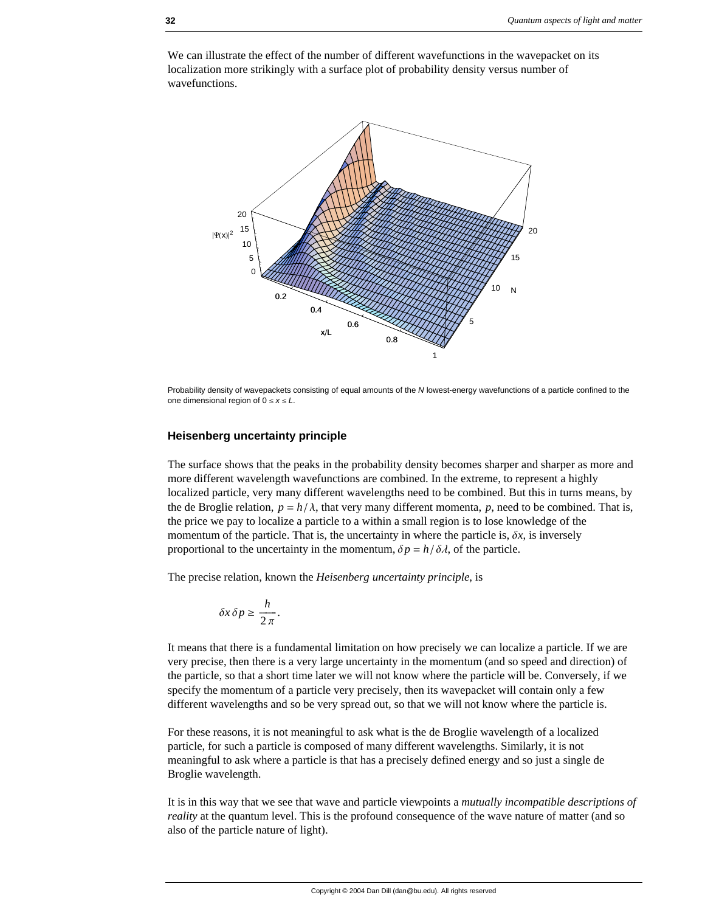We can illustrate the effect of the number of different wavefunctions in the wavepacket on its localization more strikingly with a surface plot of probability density versus number of wavefunctions.

Probability density of wavepackets consisting of equal amounts of the $N$ lowest-energy wavefunctions of a particle confined to the one dimensional region of $0 \leq x \leq L$.

### Heisenberg uncertainty principle

The surface shows that the peaks in the probability density becomes sharper and sharper as more and more different wavelength wavefunctions are combined. In the extreme, to represent a highly localized particle, very many different wavelengths need to be combined. But this in turns means, by the de Broglie relation, $p = h/\lambda$, that very many different momenta, $p$, need to be combined. That is, the price we pay to localize a particle to a within a small region is to lose knowledge of the momentum of the particle. That is, the uncertainty in where the particle is, $\delta x$, is inversely proportional to the uncertainty in the momentum, $\delta p = h/\delta\lambda$, of the particle.

The precise relation, known the *Heisenberg uncertainty principle*, is

$$\delta x \, \delta p \geq \frac{h}{2\pi}.$$

It means that there is a fundamental limitation on how precisely we can localize a particle. If we are very precise, then there is a very large uncertainty in the momentum (and so speed and direction) of the particle, so that a short time later we will not know where the particle will be. Conversely, if we specify the momentum of a particle very precisely, then its wavepacket will contain only a few different wavelengths and so be very spread out, so that we will not know where the particle is.

For these reasons, it is not meaningful to ask what is the de Broglie wavelength of a localized particle, for such a particle is composed of many different wavelengths. Similarly, it is not meaningful to ask where a particle is that has a precisely defined energy and so just a single de Broglie wavelength.

It is in this way that we see that wave and particle viewpoints a *mutually incompatible descriptions of reality* at the quantum level. This is the profound consequence of the wave nature of matter (and so also of the particle nature of light).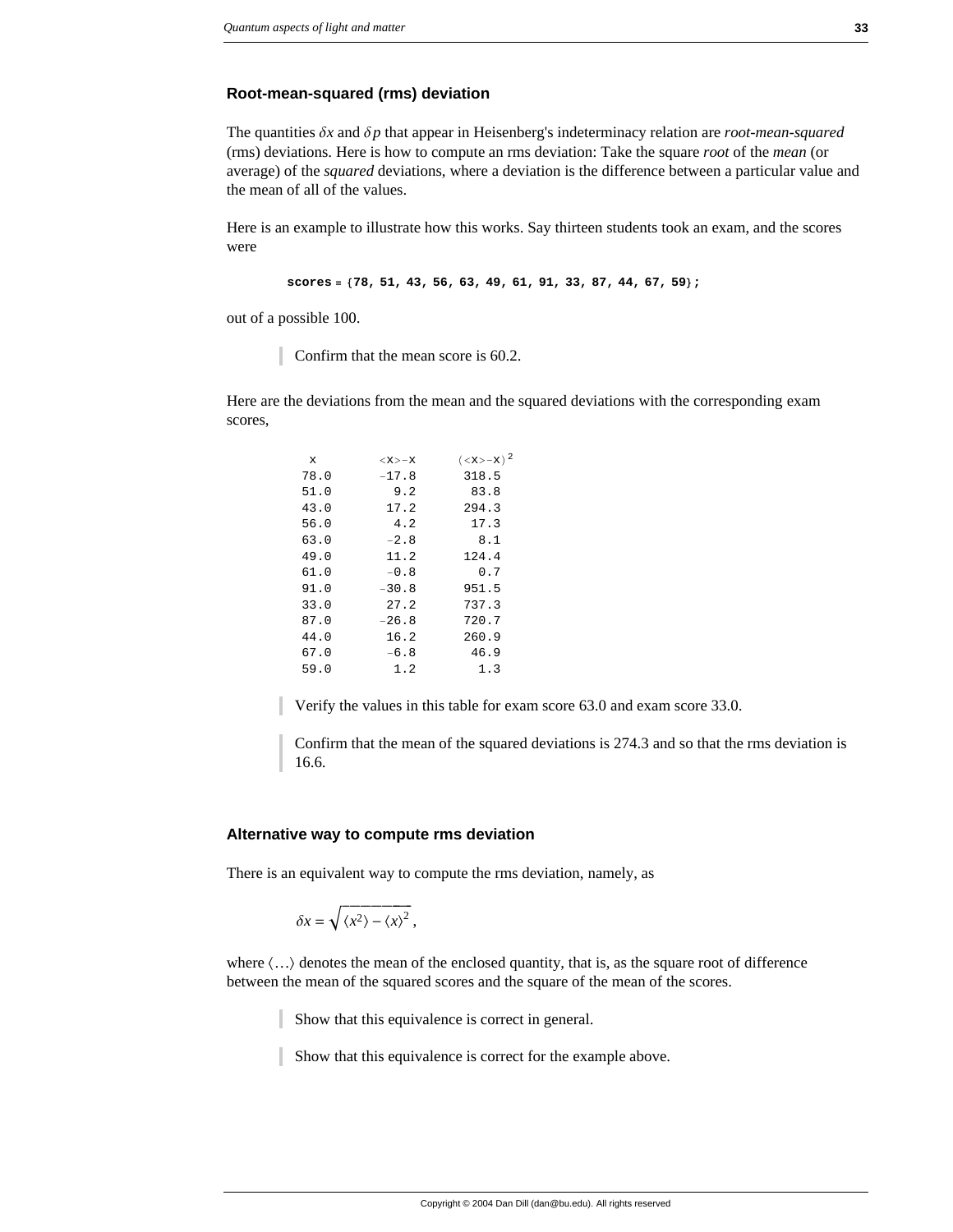### Root-mean-squared (rms) deviation

The quantities $\delta x$ and $\delta p$ that appear in Heisenberg's indeterminacy relation are *root-mean-squared* (rms) deviations. Here is how to compute an rms deviation: Take the square *root* of the *mean* (or average) of the *squared* deviations, where a deviation is the difference between a particular value and the mean of all of the values.

Here is an example to illustrate how this works. Say thirteen students took an exam, and the scores were

```
scores = {78, 51, 43, 56, 63, 49, 61, 91, 33, 87, 44, 67, 59};
```

out of a possible 100.

> Confirm that the mean score is 60.2.

Here are the deviations from the mean and the squared deviations with the corresponding exam scores,

| x | <x>−x | (<x>−x)$^2$ |
|---|---|---|
| 78.0 | −17.8 | 318.5 |
| 51.0 | 9.2 | 83.8 |
| 43.0 | 17.2 | 294.3 |
| 56.0 | 4.2 | 17.3 |
| 63.0 | −2.8 | 8.1 |
| 49.0 | 11.2 | 124.4 |
| 61.0 | −0.8 | 0.7 |
| 91.0 | −30.8 | 951.5 |
| 33.0 | 27.2 | 737.3 |
| 87.0 | −26.8 | 720.7 |
| 44.0 | 16.2 | 260.9 |
| 67.0 | −6.8 | 46.9 |
| 59.0 | 1.2 | 1.3 |

> Verify the values in this table for exam score 63.0 and exam score 33.0.

> Confirm that the mean of the squared deviations is 274.3 and so that the rms deviation is 16.6.

### Alternative way to compute rms deviation

There is an equivalent way to compute the rms deviation, namely, as

$$\delta x = \sqrt{\langle x^2 \rangle - \langle x \rangle^2},$$

where $\langle \ldots \rangle$ denotes the mean of the enclosed quantity, that is, as the square root of difference between the mean of the squared scores and the square of the mean of the scores.

> Show that this equivalence is correct in general.

> Show that this equivalence is correct for the example above.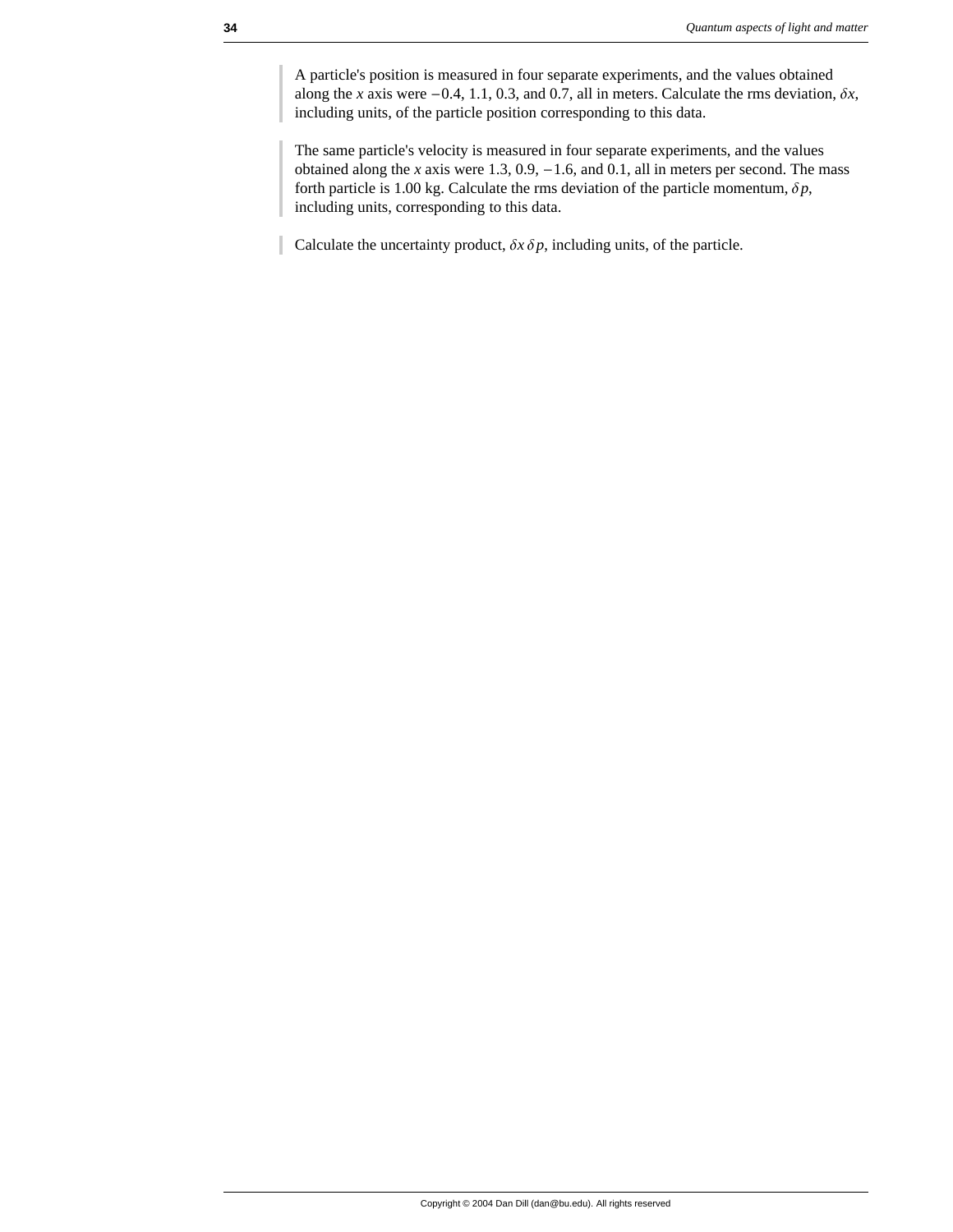A particle's position is measured in four separate experiments, and the values obtained along the $x$ axis were $-0.4$, 1.1, 0.3, and 0.7, all in meters. Calculate the rms deviation, $\delta x$, including units, of the particle position corresponding to this data.

The same particle's velocity is measured in four separate experiments, and the values obtained along the $x$ axis were 1.3, 0.9, $-1.6$, and 0.1, all in meters per second. The mass forth particle is 1.00 kg. Calculate the rms deviation of the particle momentum, $\delta p$, including units, corresponding to this data.

Calculate the uncertainty product, $\delta x \, \delta p$, including units, of the particle.